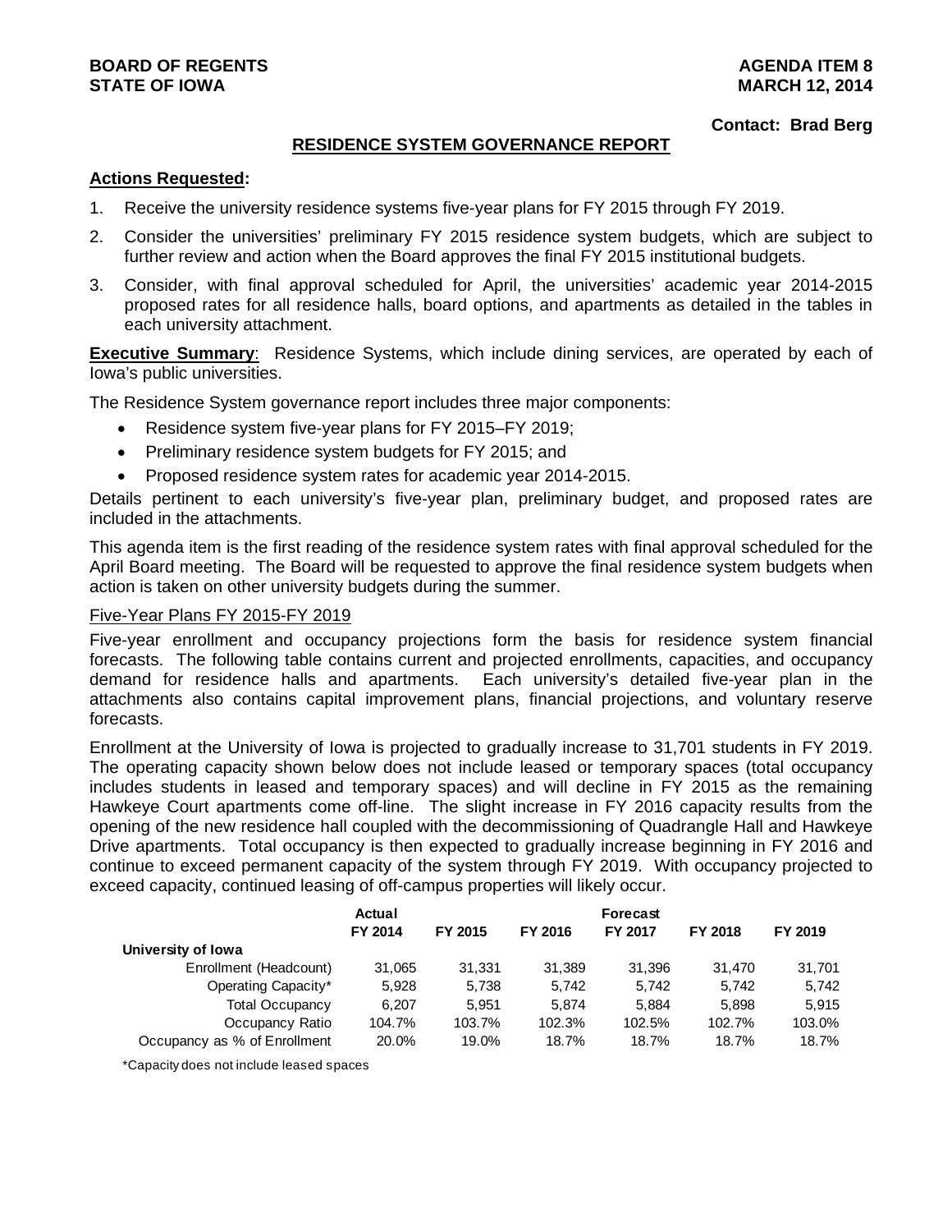**BOARD OF REGENTS**
**STATE OF IOWA**

**AGENDA ITEM 8**
**MARCH 12, 2014**

**Contact: Brad Berg**

## RESIDENCE SYSTEM GOVERNANCE REPORT

**Actions Requested:**

1. Receive the university residence systems five-year plans for FY 2015 through FY 2019.
2. Consider the universities' preliminary FY 2015 residence system budgets, which are subject to further review and action when the Board approves the final FY 2015 institutional budgets.
3. Consider, with final approval scheduled for April, the universities' academic year 2014-2015 proposed rates for all residence halls, board options, and apartments as detailed in the tables in each university attachment.

**Executive Summary**: Residence Systems, which include dining services, are operated by each of Iowa's public universities.

The Residence System governance report includes three major components:

- Residence system five-year plans for FY 2015–FY 2019;
- Preliminary residence system budgets for FY 2015; and
- Proposed residence system rates for academic year 2014-2015.

Details pertinent to each university's five-year plan, preliminary budget, and proposed rates are included in the attachments.

This agenda item is the first reading of the residence system rates with final approval scheduled for the April Board meeting. The Board will be requested to approve the final residence system budgets when action is taken on other university budgets during the summer.

### Five-Year Plans FY 2015-FY 2019

Five-year enrollment and occupancy projections form the basis for residence system financial forecasts. The following table contains current and projected enrollments, capacities, and occupancy demand for residence halls and apartments. Each university's detailed five-year plan in the attachments also contains capital improvement plans, financial projections, and voluntary reserve forecasts.

Enrollment at the University of Iowa is projected to gradually increase to 31,701 students in FY 2019. The operating capacity shown below does not include leased or temporary spaces (total occupancy includes students in leased and temporary spaces) and will decline in FY 2015 as the remaining Hawkeye Court apartments come off-line. The slight increase in FY 2016 capacity results from the opening of the new residence hall coupled with the decommissioning of Quadrangle Hall and Hawkeye Drive apartments. Total occupancy is then expected to gradually increase beginning in FY 2016 and continue to exceed permanent capacity of the system through FY 2019. With occupancy projected to exceed capacity, continued leasing of off-campus properties will likely occur.

| | Actual | | | Forecast | | |
|---|---|---|---|---|---|---|
| | FY 2014 | FY 2015 | FY 2016 | FY 2017 | FY 2018 | FY 2019 |
| **University of Iowa** | | | | | | |
| Enrollment (Headcount) | 31,065 | 31,331 | 31,389 | 31,396 | 31,470 | 31,701 |
| Operating Capacity* | 5,928 | 5,738 | 5,742 | 5,742 | 5,742 | 5,742 |
| Total Occupancy | 6,207 | 5,951 | 5,874 | 5,884 | 5,898 | 5,915 |
| Occupancy Ratio | 104.7% | 103.7% | 102.3% | 102.5% | 102.7% | 103.0% |
| Occupancy as % of Enrollment | 20.0% | 19.0% | 18.7% | 18.7% | 18.7% | 18.7% |

*Capacity does not include leased spaces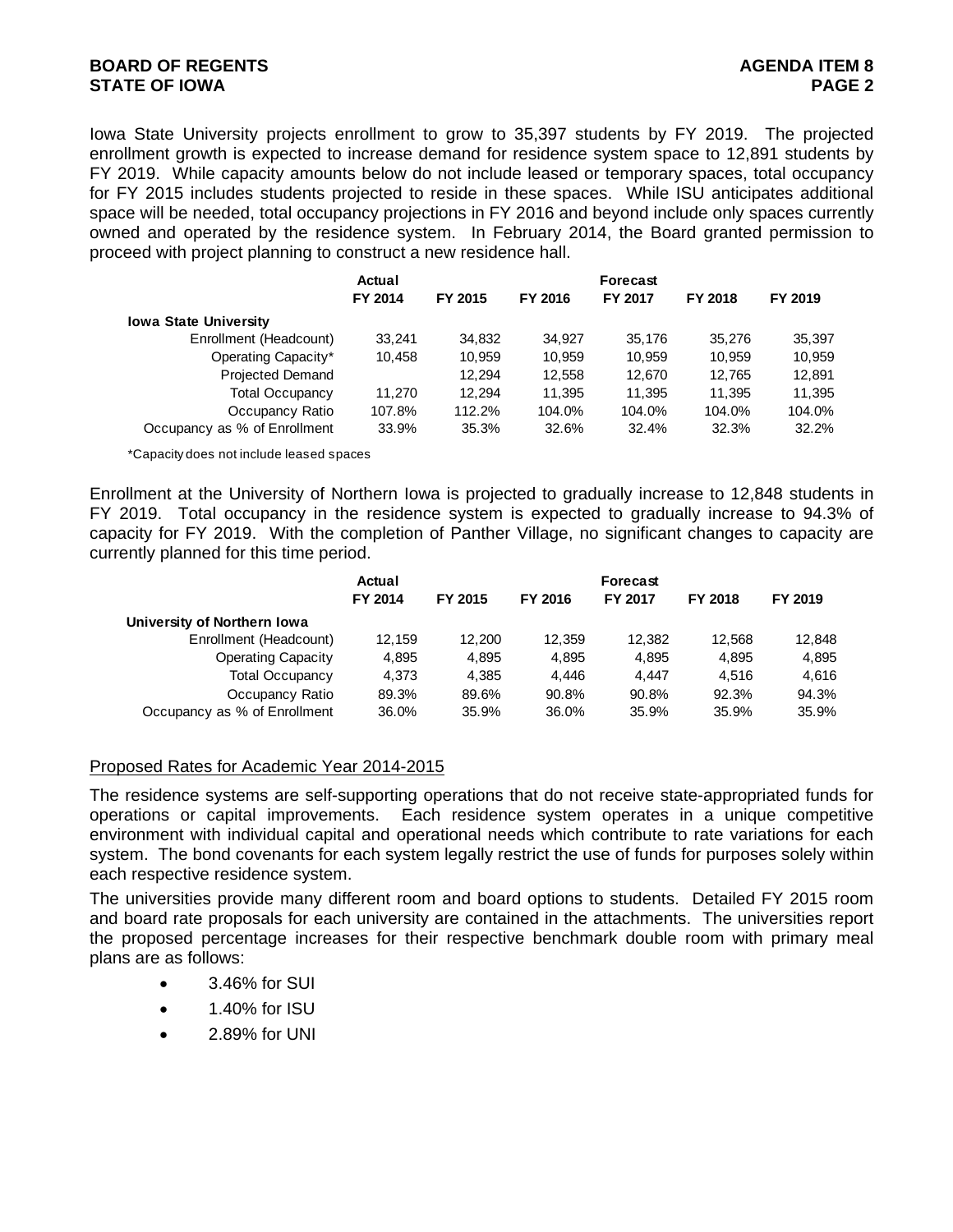Iowa State University projects enrollment to grow to 35,397 students by FY 2019. The projected enrollment growth is expected to increase demand for residence system space to 12,891 students by FY 2019. While capacity amounts below do not include leased or temporary spaces, total occupancy for FY 2015 includes students projected to reside in these spaces. While ISU anticipates additional space will be needed, total occupancy projections in FY 2016 and beyond include only spaces currently owned and operated by the residence system. In February 2014, the Board granted permission to proceed with project planning to construct a new residence hall.

| | Actual | | | Forecast | | |
|---|---|---|---|---|---|---|
| | FY 2014 | FY 2015 | FY 2016 | FY 2017 | FY 2018 | FY 2019 |
| **Iowa State University** | | | | | | |
| Enrollment (Headcount) | 33,241 | 34,832 | 34,927 | 35,176 | 35,276 | 35,397 |
| Operating Capacity* | 10,458 | 10,959 | 10,959 | 10,959 | 10,959 | 10,959 |
| Projected Demand | | 12,294 | 12,558 | 12,670 | 12,765 | 12,891 |
| Total Occupancy | 11,270 | 12,294 | 11,395 | 11,395 | 11,395 | 11,395 |
| Occupancy Ratio | 107.8% | 112.2% | 104.0% | 104.0% | 104.0% | 104.0% |
| Occupancy as % of Enrollment | 33.9% | 35.3% | 32.6% | 32.4% | 32.3% | 32.2% |

*Capacity does not include leased spaces

Enrollment at the University of Northern Iowa is projected to gradually increase to 12,848 students in FY 2019. Total occupancy in the residence system is expected to gradually increase to 94.3% of capacity for FY 2019. With the completion of Panther Village, no significant changes to capacity are currently planned for this time period.

| | Actual | | | Forecast | | |
|---|---|---|---|---|---|---|
| | FY 2014 | FY 2015 | FY 2016 | FY 2017 | FY 2018 | FY 2019 |
| **University of Northern Iowa** | | | | | | |
| Enrollment (Headcount) | 12,159 | 12,200 | 12,359 | 12,382 | 12,568 | 12,848 |
| Operating Capacity | 4,895 | 4,895 | 4,895 | 4,895 | 4,895 | 4,895 |
| Total Occupancy | 4,373 | 4,385 | 4,446 | 4,447 | 4,516 | 4,616 |
| Occupancy Ratio | 89.3% | 89.6% | 90.8% | 90.8% | 92.3% | 94.3% |
| Occupancy as % of Enrollment | 36.0% | 35.9% | 36.0% | 35.9% | 35.9% | 35.9% |

## Proposed Rates for Academic Year 2014-2015

The residence systems are self-supporting operations that do not receive state-appropriated funds for operations or capital improvements. Each residence system operates in a unique competitive environment with individual capital and operational needs which contribute to rate variations for each system. The bond covenants for each system legally restrict the use of funds for purposes solely within each respective residence system.

The universities provide many different room and board options to students. Detailed FY 2015 room and board rate proposals for each university are contained in the attachments. The universities report the proposed percentage increases for their respective benchmark double room with primary meal plans are as follows:

- 3.46% for SUI
- 1.40% for ISU
- 2.89% for UNI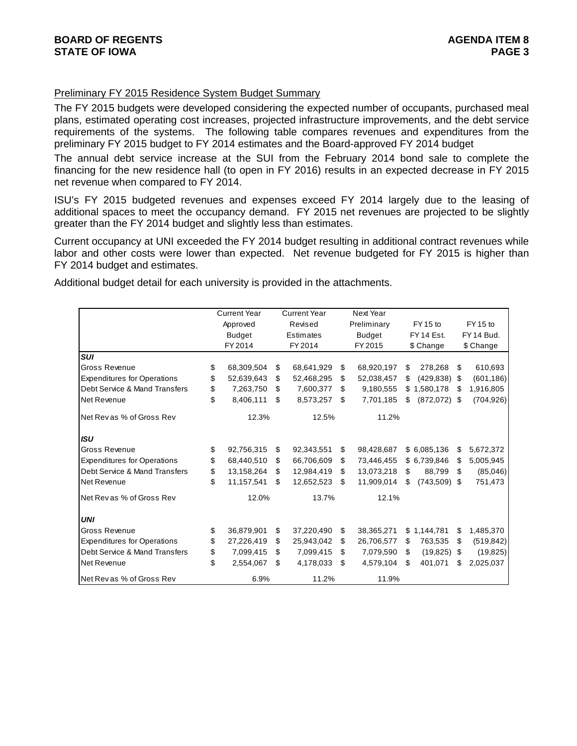Preliminary FY 2015 Residence System Budget Summary

The FY 2015 budgets were developed considering the expected number of occupants, purchased meal plans, estimated operating cost increases, projected infrastructure improvements, and the debt service requirements of the systems. The following table compares revenues and expenditures from the preliminary FY 2015 budget to FY 2014 estimates and the Board-approved FY 2014 budget

The annual debt service increase at the SUI from the February 2014 bond sale to complete the financing for the new residence hall (to open in FY 2016) results in an expected decrease in FY 2015 net revenue when compared to FY 2014.

ISU's FY 2015 budgeted revenues and expenses exceed FY 2014 largely due to the leasing of additional spaces to meet the occupancy demand. FY 2015 net revenues are projected to be slightly greater than the FY 2014 budget and slightly less than estimates.

Current occupancy at UNI exceeded the FY 2014 budget resulting in additional contract revenues while labor and other costs were lower than expected. Net revenue budgeted for FY 2015 is higher than FY 2014 budget and estimates.

Additional budget detail for each university is provided in the attachments.

| | Current Year Approved Budget FY 2014 | Current Year Revised Estimates FY 2014 | Next Year Preliminary Budget FY 2015 | FY 15 to FY 14 Est. $ Change | FY 15 to FY 14 Bud. $ Change |
|---|---|---|---|---|---|
| ***SUI*** | | | | | |
| Gross Revenue | $ 68,309,504 | $ 68,641,929 | $ 68,920,197 | $ 278,268 | $ 610,693 |
| Expenditures for Operations | $ 52,639,643 | $ 52,468,295 | $ 52,038,457 | $ (429,838) | $ (601,186) |
| Debt Service & Mand Transfers | $ 7,263,750 | $ 7,600,377 | $ 9,180,555 | $ 1,580,178 | $ 1,916,805 |
| Net Revenue | $ 8,406,111 | $ 8,573,257 | $ 7,701,185 | $ (872,072) | $ (704,926) |
| Net Rev as % of Gross Rev | 12.3% | 12.5% | 11.2% | | |
| ***ISU*** | | | | | |
| Gross Revenue | $ 92,756,315 | $ 92,343,551 | $ 98,428,687 | $ 6,085,136 | $ 5,672,372 |
| Expenditures for Operations | $ 68,440,510 | $ 66,706,609 | $ 73,446,455 | $ 6,739,846 | $ 5,005,945 |
| Debt Service & Mand Transfers | $ 13,158,264 | $ 12,984,419 | $ 13,073,218 | $ 88,799 | $ (85,046) |
| Net Revenue | $ 11,157,541 | $ 12,652,523 | $ 11,909,014 | $ (743,509) | $ 751,473 |
| Net Rev as % of Gross Rev | 12.0% | 13.7% | 12.1% | | |
| ***UNI*** | | | | | |
| Gross Revenue | $ 36,879,901 | $ 37,220,490 | $ 38,365,271 | $ 1,144,781 | $ 1,485,370 |
| Expenditures for Operations | $ 27,226,419 | $ 25,943,042 | $ 26,706,577 | $ 763,535 | $ (519,842) |
| Debt Service & Mand Transfers | $ 7,099,415 | $ 7,099,415 | $ 7,079,590 | $ (19,825) | $ (19,825) |
| Net Revenue | $ 2,554,067 | $ 4,178,033 | $ 4,579,104 | $ 401,071 | $ 2,025,037 |
| Net Rev as % of Gross Rev | 6.9% | 11.2% | 11.9% | | |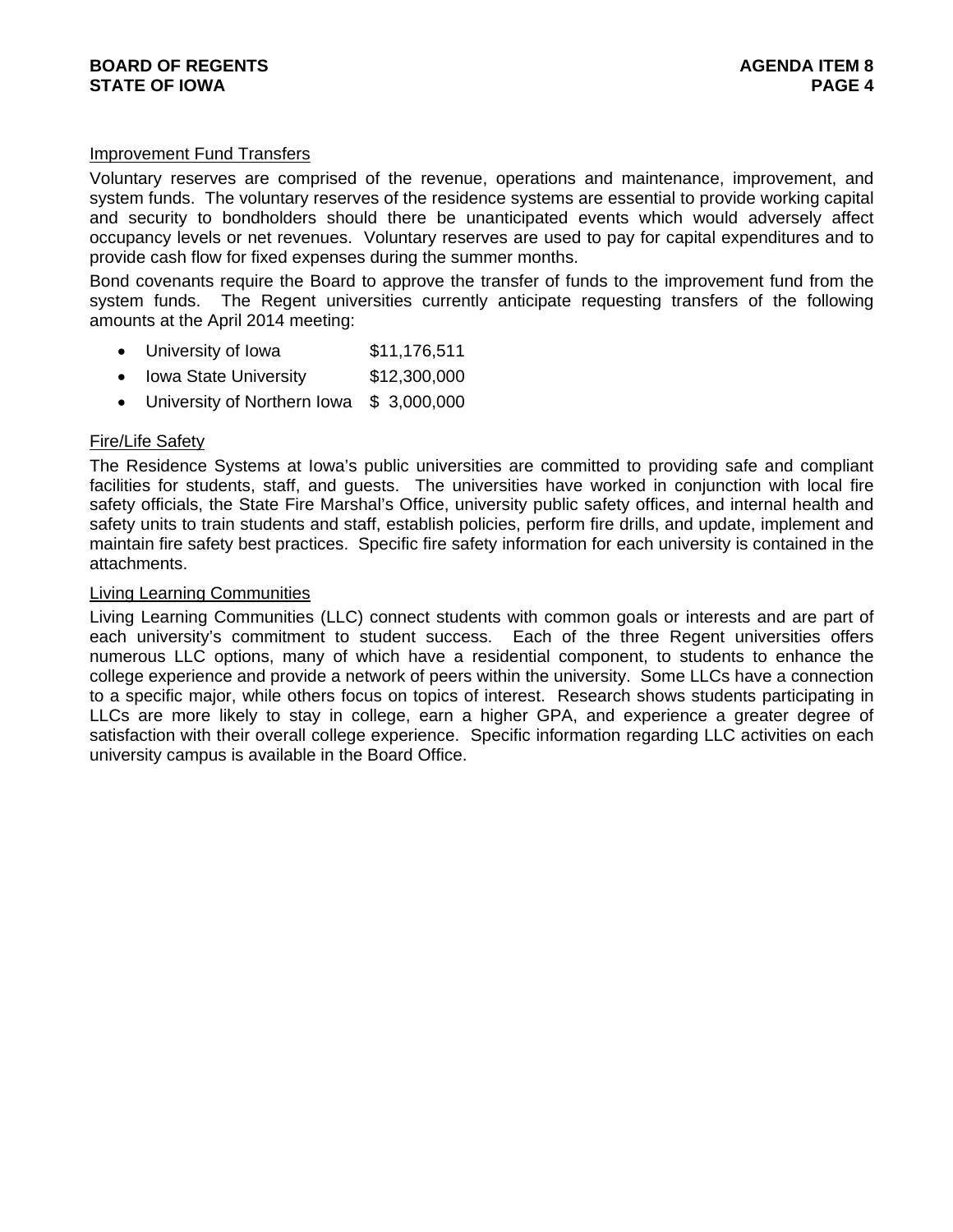Improvement Fund Transfers

Voluntary reserves are comprised of the revenue, operations and maintenance, improvement, and system funds. The voluntary reserves of the residence systems are essential to provide working capital and security to bondholders should there be unanticipated events which would adversely affect occupancy levels or net revenues. Voluntary reserves are used to pay for capital expenditures and to provide cash flow for fixed expenses during the summer months.

Bond covenants require the Board to approve the transfer of funds to the improvement fund from the system funds. The Regent universities currently anticipate requesting transfers of the following amounts at the April 2014 meeting:

- University of Iowa $11,176,511
- Iowa State University $12,300,000
- University of Northern Iowa $ 3,000,000

Fire/Life Safety

The Residence Systems at Iowa's public universities are committed to providing safe and compliant facilities for students, staff, and guests. The universities have worked in conjunction with local fire safety officials, the State Fire Marshal's Office, university public safety offices, and internal health and safety units to train students and staff, establish policies, perform fire drills, and update, implement and maintain fire safety best practices. Specific fire safety information for each university is contained in the attachments.

Living Learning Communities

Living Learning Communities (LLC) connect students with common goals or interests and are part of each university's commitment to student success. Each of the three Regent universities offers numerous LLC options, many of which have a residential component, to students to enhance the college experience and provide a network of peers within the university. Some LLCs have a connection to a specific major, while others focus on topics of interest. Research shows students participating in LLCs are more likely to stay in college, earn a higher GPA, and experience a greater degree of satisfaction with their overall college experience. Specific information regarding LLC activities on each university campus is available in the Board Office.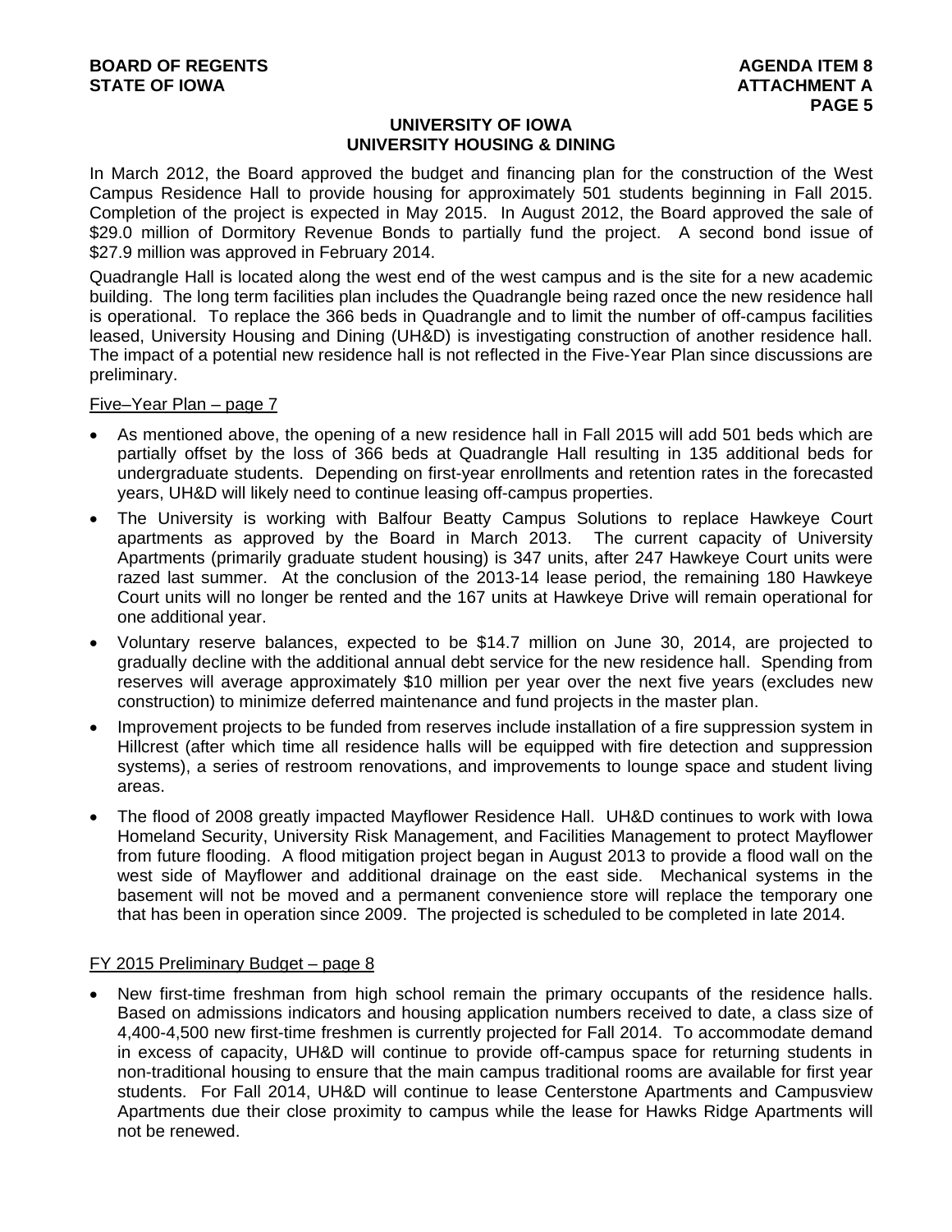## UNIVERSITY OF IOWA
## UNIVERSITY HOUSING & DINING

In March 2012, the Board approved the budget and financing plan for the construction of the West Campus Residence Hall to provide housing for approximately 501 students beginning in Fall 2015. Completion of the project is expected in May 2015. In August 2012, the Board approved the sale of $29.0 million of Dormitory Revenue Bonds to partially fund the project. A second bond issue of $27.9 million was approved in February 2014.

Quadrangle Hall is located along the west end of the west campus and is the site for a new academic building. The long term facilities plan includes the Quadrangle being razed once the new residence hall is operational. To replace the 366 beds in Quadrangle and to limit the number of off-campus facilities leased, University Housing and Dining (UH&D) is investigating construction of another residence hall. The impact of a potential new residence hall is not reflected in the Five-Year Plan since discussions are preliminary.

Five–Year Plan – page 7

- As mentioned above, the opening of a new residence hall in Fall 2015 will add 501 beds which are partially offset by the loss of 366 beds at Quadrangle Hall resulting in 135 additional beds for undergraduate students. Depending on first-year enrollments and retention rates in the forecasted years, UH&D will likely need to continue leasing off-campus properties.
- The University is working with Balfour Beatty Campus Solutions to replace Hawkeye Court apartments as approved by the Board in March 2013. The current capacity of University Apartments (primarily graduate student housing) is 347 units, after 247 Hawkeye Court units were razed last summer. At the conclusion of the 2013-14 lease period, the remaining 180 Hawkeye Court units will no longer be rented and the 167 units at Hawkeye Drive will remain operational for one additional year.
- Voluntary reserve balances, expected to be $14.7 million on June 30, 2014, are projected to gradually decline with the additional annual debt service for the new residence hall. Spending from reserves will average approximately $10 million per year over the next five years (excludes new construction) to minimize deferred maintenance and fund projects in the master plan.
- Improvement projects to be funded from reserves include installation of a fire suppression system in Hillcrest (after which time all residence halls will be equipped with fire detection and suppression systems), a series of restroom renovations, and improvements to lounge space and student living areas.
- The flood of 2008 greatly impacted Mayflower Residence Hall. UH&D continues to work with Iowa Homeland Security, University Risk Management, and Facilities Management to protect Mayflower from future flooding. A flood mitigation project began in August 2013 to provide a flood wall on the west side of Mayflower and additional drainage on the east side. Mechanical systems in the basement will not be moved and a permanent convenience store will replace the temporary one that has been in operation since 2009. The projected is scheduled to be completed in late 2014.

FY 2015 Preliminary Budget – page 8

- New first-time freshman from high school remain the primary occupants of the residence halls. Based on admissions indicators and housing application numbers received to date, a class size of 4,400-4,500 new first-time freshmen is currently projected for Fall 2014. To accommodate demand in excess of capacity, UH&D will continue to provide off-campus space for returning students in non-traditional housing to ensure that the main campus traditional rooms are available for first year students. For Fall 2014, UH&D will continue to lease Centerstone Apartments and Campusview Apartments due their close proximity to campus while the lease for Hawks Ridge Apartments will not be renewed.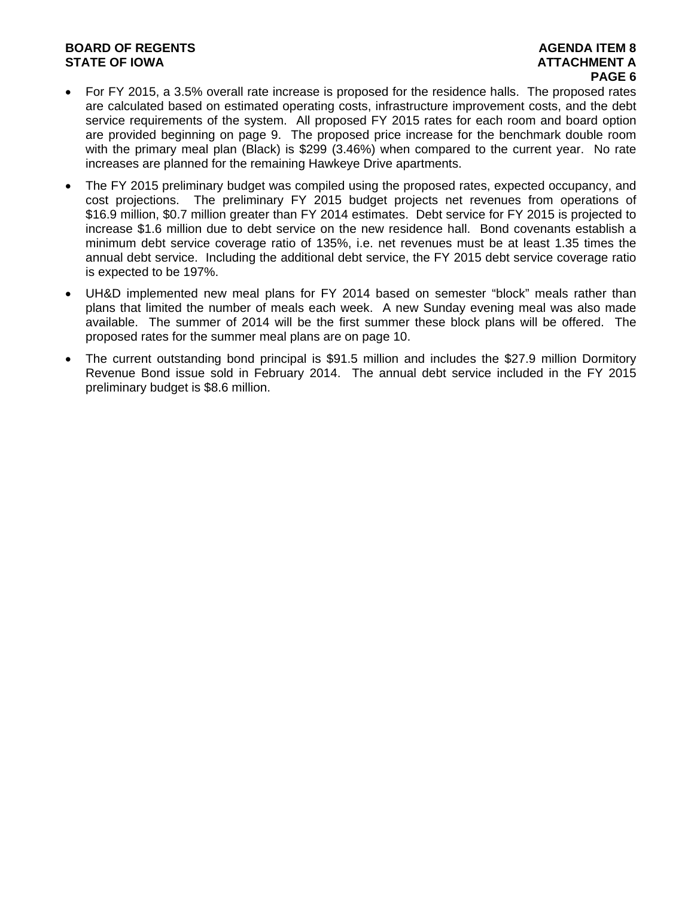- For FY 2015, a 3.5% overall rate increase is proposed for the residence halls. The proposed rates are calculated based on estimated operating costs, infrastructure improvement costs, and the debt service requirements of the system. All proposed FY 2015 rates for each room and board option are provided beginning on page 9. The proposed price increase for the benchmark double room with the primary meal plan (Black) is $299 (3.46%) when compared to the current year. No rate increases are planned for the remaining Hawkeye Drive apartments.

- The FY 2015 preliminary budget was compiled using the proposed rates, expected occupancy, and cost projections. The preliminary FY 2015 budget projects net revenues from operations of $16.9 million, $0.7 million greater than FY 2014 estimates. Debt service for FY 2015 is projected to increase $1.6 million due to debt service on the new residence hall. Bond covenants establish a minimum debt service coverage ratio of 135%, i.e. net revenues must be at least 1.35 times the annual debt service. Including the additional debt service, the FY 2015 debt service coverage ratio is expected to be 197%.

- UH&D implemented new meal plans for FY 2014 based on semester "block" meals rather than plans that limited the number of meals each week. A new Sunday evening meal was also made available. The summer of 2014 will be the first summer these block plans will be offered. The proposed rates for the summer meal plans are on page 10.

- The current outstanding bond principal is $91.5 million and includes the $27.9 million Dormitory Revenue Bond issue sold in February 2014. The annual debt service included in the FY 2015 preliminary budget is $8.6 million.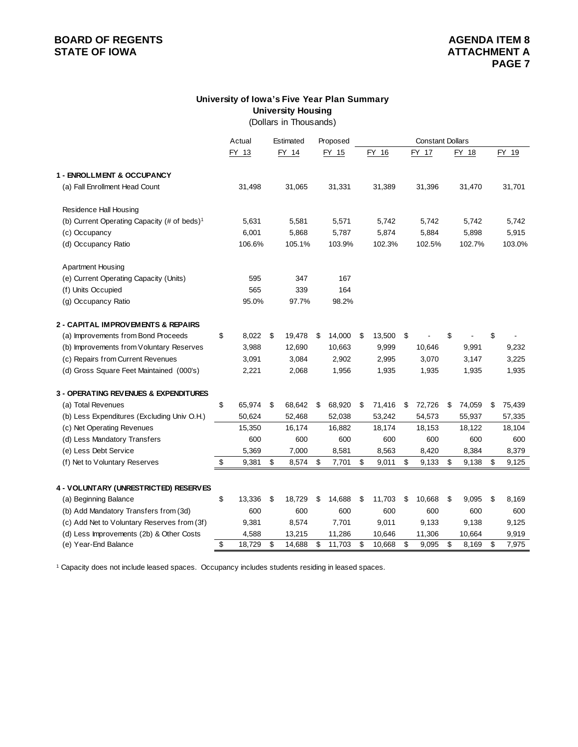BOARD OF REGENTS
STATE OF IOWA

AGENDA ITEM 8
ATTACHMENT A

## University of Iowa's Five Year Plan Summary
### University Housing
(Dollars in Thousands)

| | Actual | Estimated | Proposed | Constant Dollars | | | |
|---|---|---|---|---|---|---|---|
| | FY 13 | FY 14 | FY 15 | FY 16 | FY 17 | FY 18 | FY 19 |
| **1 - ENROLLMENT & OCCUPANCY** | | | | | | | |
| (a) Fall Enrollment Head Count | 31,498 | 31,065 | 31,331 | 31,389 | 31,396 | 31,470 | 31,701 |
| Residence Hall Housing | | | | | | | |
| (b) Current Operating Capacity (# of beds)[1] | 5,631 | 5,581 | 5,571 | 5,742 | 5,742 | 5,742 | 5,742 |
| (c) Occupancy | 6,001 | 5,868 | 5,787 | 5,874 | 5,884 | 5,898 | 5,915 |
| (d) Occupancy Ratio | 106.6% | 105.1% | 103.9% | 102.3% | 102.5% | 102.7% | 103.0% |
| Apartment Housing | | | | | | | |
| (e) Current Operating Capacity (Units) | 595 | 347 | 167 | | | | |
| (f) Units Occupied | 565 | 339 | 164 | | | | |
| (g) Occupancy Ratio | 95.0% | 97.7% | 98.2% | | | | |
| **2 - CAPITAL IMPROVEMENTS & REPAIRS** | | | | | | | |
| (a) Improvements from Bond Proceeds | $ 8,022 | $ 19,478 | $ 14,000 | $ 13,500 | $ - | $ - | $ - |
| (b) Improvements from Voluntary Reserves | 3,988 | 12,690 | 10,663 | 9,999 | 10,646 | 9,991 | 9,232 |
| (c) Repairs from Current Revenues | 3,091 | 3,084 | 2,902 | 2,995 | 3,070 | 3,147 | 3,225 |
| (d) Gross Square Feet Maintained (000's) | 2,221 | 2,068 | 1,956 | 1,935 | 1,935 | 1,935 | 1,935 |
| **3 - OPERATING REVENUES & EXPENDITURES** | | | | | | | |
| (a) Total Revenues | $ 65,974 | $ 68,642 | $ 68,920 | $ 71,416 | $ 72,726 | $ 74,059 | $ 75,439 |
| (b) Less Expenditures (Excluding Univ O.H.) | 50,624 | 52,468 | 52,038 | 53,242 | 54,573 | 55,937 | 57,335 |
| (c) Net Operating Revenues | 15,350 | 16,174 | 16,882 | 18,174 | 18,153 | 18,122 | 18,104 |
| (d) Less Mandatory Transfers | 600 | 600 | 600 | 600 | 600 | 600 | 600 |
| (e) Less Debt Service | 5,369 | 7,000 | 8,581 | 8,563 | 8,420 | 8,384 | 8,379 |
| (f) Net to Voluntary Reserves | $ 9,381 | $ 8,574 | $ 7,701 | $ 9,011 | $ 9,133 | $ 9,138 | $ 9,125 |
| **4 - VOLUNTARY (UNRESTRICTED) RESERVES** | | | | | | | |
| (a) Beginning Balance | $ 13,336 | $ 18,729 | $ 14,688 | $ 11,703 | $ 10,668 | $ 9,095 | $ 8,169 |
| (b) Add Mandatory Transfers from (3d) | 600 | 600 | 600 | 600 | 600 | 600 | 600 |
| (c) Add Net to Voluntary Reserves from (3f) | 9,381 | 8,574 | 7,701 | 9,011 | 9,133 | 9,138 | 9,125 |
| (d) Less Improvements (2b) & Other Costs | 4,588 | 13,215 | 11,286 | 10,646 | 11,306 | 10,664 | 9,919 |
| (e) Year-End Balance | $ 18,729 | $ 14,688 | $ 11,703 | $ 10,668 | $ 9,095 | $ 8,169 | $ 7,975 |

[1] Capacity does not include leased spaces. Occupancy includes students residing in leased spaces.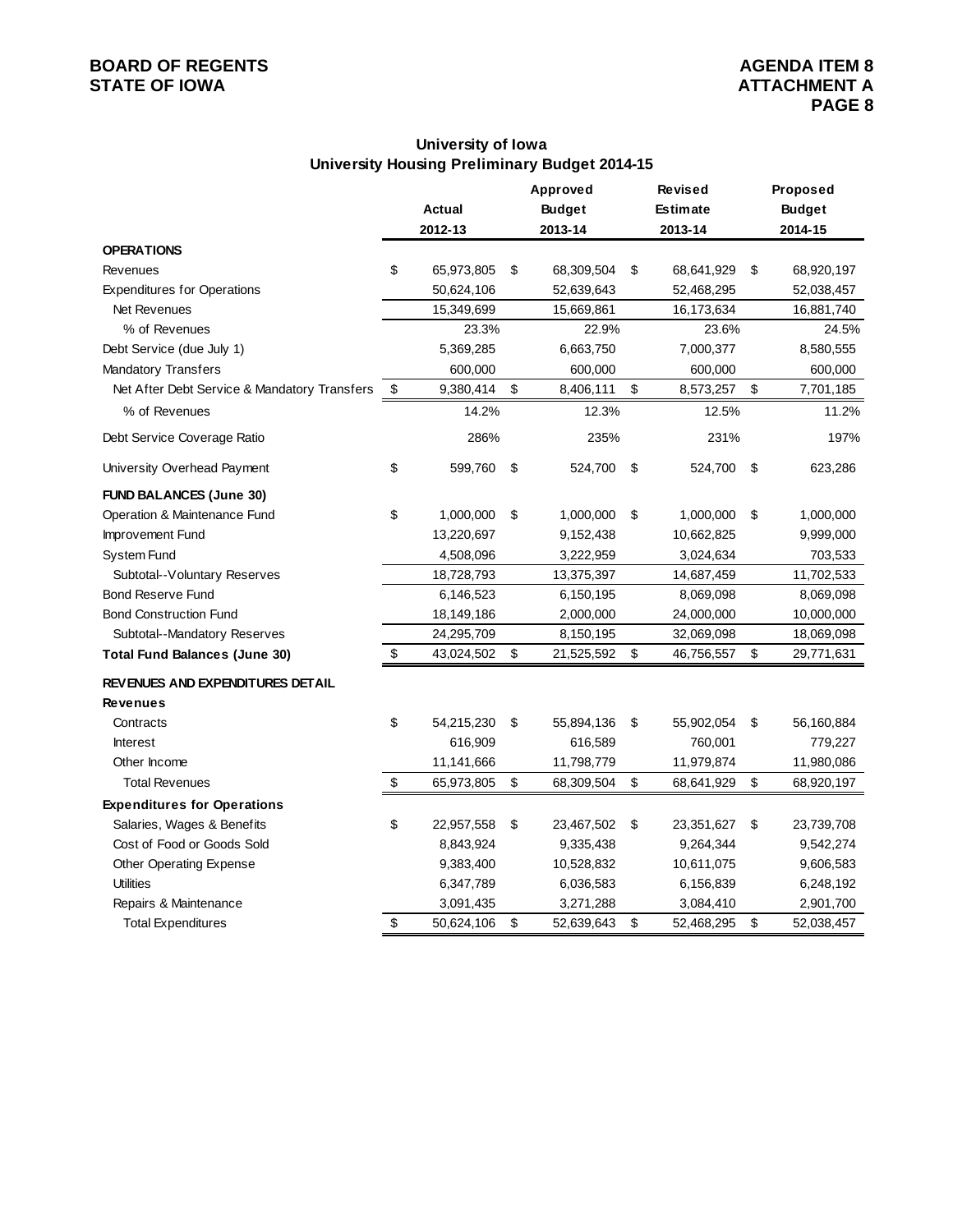## University of Iowa
## University Housing Preliminary Budget 2014-15

| | Actual 2012-13 | Approved Budget 2013-14 | Revised Estimate 2013-14 | Proposed Budget 2014-15 |
|---|---|---|---|---|
| **OPERATIONS** | | | | |
| Revenues | $ 65,973,805 | $ 68,309,504 | $ 68,641,929 | $ 68,920,197 |
| Expenditures for Operations | 50,624,106 | 52,639,643 | 52,468,295 | 52,038,457 |
| Net Revenues | 15,349,699 | 15,669,861 | 16,173,634 | 16,881,740 |
| % of Revenues | 23.3% | 22.9% | 23.6% | 24.5% |
| Debt Service (due July 1) | 5,369,285 | 6,663,750 | 7,000,377 | 8,580,555 |
| Mandatory Transfers | 600,000 | 600,000 | 600,000 | 600,000 |
| Net After Debt Service & Mandatory Transfers | $ 9,380,414 | $ 8,406,111 | $ 8,573,257 | $ 7,701,185 |
| % of Revenues | 14.2% | 12.3% | 12.5% | 11.2% |
| Debt Service Coverage Ratio | 286% | 235% | 231% | 197% |
| University Overhead Payment | $ 599,760 | $ 524,700 | $ 524,700 | $ 623,286 |
| **FUND BALANCES (June 30)** | | | | |
| Operation & Maintenance Fund | $ 1,000,000 | $ 1,000,000 | $ 1,000,000 | $ 1,000,000 |
| Improvement Fund | 13,220,697 | 9,152,438 | 10,662,825 | 9,999,000 |
| System Fund | 4,508,096 | 3,222,959 | 3,024,634 | 703,533 |
| Subtotal--Voluntary Reserves | 18,728,793 | 13,375,397 | 14,687,459 | 11,702,533 |
| Bond Reserve Fund | 6,146,523 | 6,150,195 | 8,069,098 | 8,069,098 |
| Bond Construction Fund | 18,149,186 | 2,000,000 | 24,000,000 | 10,000,000 |
| Subtotal--Mandatory Reserves | 24,295,709 | 8,150,195 | 32,069,098 | 18,069,098 |
| **Total Fund Balances (June 30)** | $ 43,024,502 | $ 21,525,592 | $ 46,756,557 | $ 29,771,631 |
| **REVENUES AND EXPENDITURES DETAIL** | | | | |
| **Revenues** | | | | |
| Contracts | $ 54,215,230 | $ 55,894,136 | $ 55,902,054 | $ 56,160,884 |
| Interest | 616,909 | 616,589 | 760,001 | 779,227 |
| Other Income | 11,141,666 | 11,798,779 | 11,979,874 | 11,980,086 |
| Total Revenues | $ 65,973,805 | $ 68,309,504 | $ 68,641,929 | $ 68,920,197 |
| **Expenditures for Operations** | | | | |
| Salaries, Wages & Benefits | $ 22,957,558 | $ 23,467,502 | $ 23,351,627 | $ 23,739,708 |
| Cost of Food or Goods Sold | 8,843,924 | 9,335,438 | 9,264,344 | 9,542,274 |
| Other Operating Expense | 9,383,400 | 10,528,832 | 10,611,075 | 9,606,583 |
| Utilities | 6,347,789 | 6,036,583 | 6,156,839 | 6,248,192 |
| Repairs & Maintenance | 3,091,435 | 3,271,288 | 3,084,410 | 2,901,700 |
| Total Expenditures | $ 50,624,106 | $ 52,639,643 | $ 52,468,295 | $ 52,038,457 |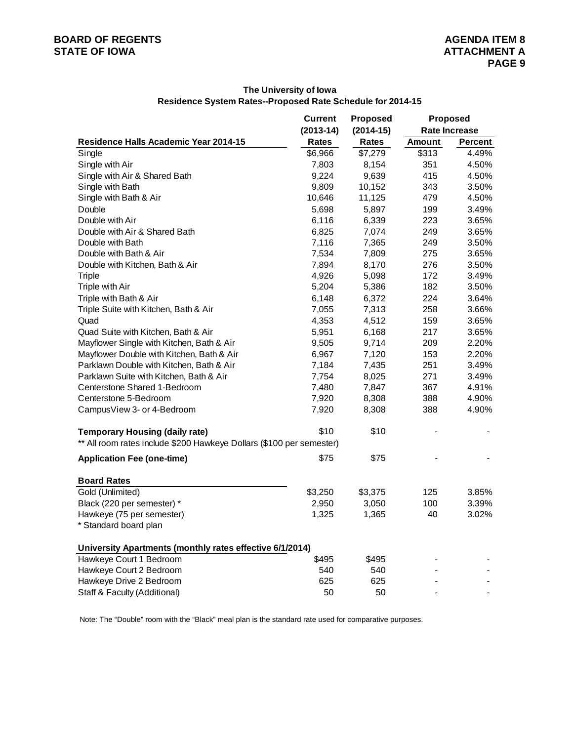**The University of Iowa**
**Residence System Rates--Proposed Rate Schedule for 2014-15**

| Residence Halls Academic Year 2014-15 | Current (2013-14) Rates | Proposed (2014-15) Rates | Proposed Rate Increase | |
|---|---|---|---|---|
| | | | Amount | Percent |
| Single | $6,966 | $7,279 | $313 | 4.49% |
| Single with Air | 7,803 | 8,154 | 351 | 4.50% |
| Single with Air & Shared Bath | 9,224 | 9,639 | 415 | 4.50% |
| Single with Bath | 9,809 | 10,152 | 343 | 3.50% |
| Single with Bath & Air | 10,646 | 11,125 | 479 | 4.50% |
| Double | 5,698 | 5,897 | 199 | 3.49% |
| Double with Air | 6,116 | 6,339 | 223 | 3.65% |
| Double with Air & Shared Bath | 6,825 | 7,074 | 249 | 3.65% |
| Double with Bath | 7,116 | 7,365 | 249 | 3.50% |
| Double with Bath & Air | 7,534 | 7,809 | 275 | 3.65% |
| Double with Kitchen, Bath & Air | 7,894 | 8,170 | 276 | 3.50% |
| Triple | 4,926 | 5,098 | 172 | 3.49% |
| Triple with Air | 5,204 | 5,386 | 182 | 3.50% |
| Triple with Bath & Air | 6,148 | 6,372 | 224 | 3.64% |
| Triple Suite with Kitchen, Bath & Air | 7,055 | 7,313 | 258 | 3.66% |
| Quad | 4,353 | 4,512 | 159 | 3.65% |
| Quad Suite with Kitchen, Bath & Air | 5,951 | 6,168 | 217 | 3.65% |
| Mayflower Single with Kitchen, Bath & Air | 9,505 | 9,714 | 209 | 2.20% |
| Mayflower Double with Kitchen, Bath & Air | 6,967 | 7,120 | 153 | 2.20% |
| Parklawn Double with Kitchen, Bath & Air | 7,184 | 7,435 | 251 | 3.49% |
| Parklawn Suite with Kitchen, Bath & Air | 7,754 | 8,025 | 271 | 3.49% |
| Centerstone Shared 1-Bedroom | 7,480 | 7,847 | 367 | 4.91% |
| Centerstone 5-Bedroom | 7,920 | 8,308 | 388 | 4.90% |
| CampusView 3- or 4-Bedroom | 7,920 | 8,308 | 388 | 4.90% |
| **Temporary Housing (daily rate)** | $10 | $10 | - | - |
| ** All room rates include $200 Hawkeye Dollars ($100 per semester) | | | | |
| **Application Fee (one-time)** | $75 | $75 | - | - |
| **Board Rates** | | | | |
| Gold (Unlimited) | $3,250 | $3,375 | 125 | 3.85% |
| Black (220 per semester) * | 2,950 | 3,050 | 100 | 3.39% |
| Hawkeye (75 per semester) | 1,325 | 1,365 | 40 | 3.02% |
| * Standard board plan | | | | |
| **University Apartments (monthly rates effective 6/1/2014)** | | | | |
| Hawkeye Court 1 Bedroom | $495 | $495 | - | - |
| Hawkeye Court 2 Bedroom | 540 | 540 | - | - |
| Hawkeye Drive 2 Bedroom | 625 | 625 | - | - |
| Staff & Faculty (Additional) | 50 | 50 | - | - |

Note: The "Double" room with the "Black" meal plan is the standard rate used for comparative purposes.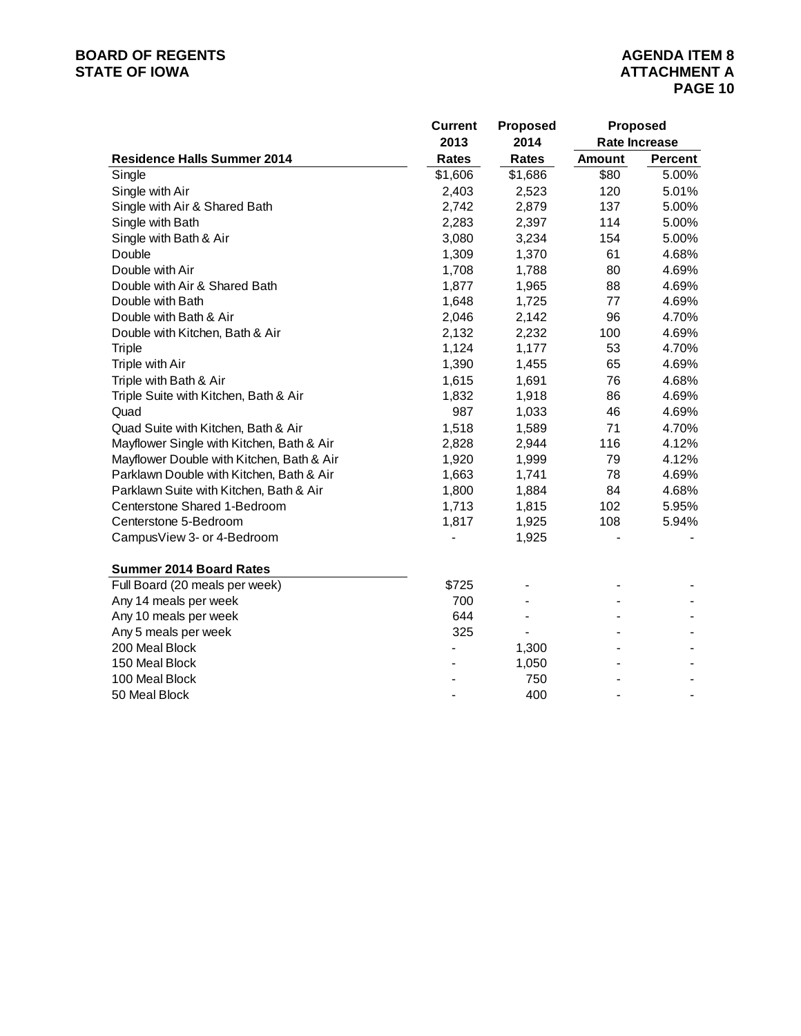| Residence Halls Summer 2014 | Current 2013 Rates | Proposed 2014 Rates | Proposed Rate Increase | |
|---|---|---|---|---|
| | | | Amount | Percent |
| Single | $1,606 | $1,686 | $80 | 5.00% |
| Single with Air | 2,403 | 2,523 | 120 | 5.01% |
| Single with Air & Shared Bath | 2,742 | 2,879 | 137 | 5.00% |
| Single with Bath | 2,283 | 2,397 | 114 | 5.00% |
| Single with Bath & Air | 3,080 | 3,234 | 154 | 5.00% |
| Double | 1,309 | 1,370 | 61 | 4.68% |
| Double with Air | 1,708 | 1,788 | 80 | 4.69% |
| Double with Air & Shared Bath | 1,877 | 1,965 | 88 | 4.69% |
| Double with Bath | 1,648 | 1,725 | 77 | 4.69% |
| Double with Bath & Air | 2,046 | 2,142 | 96 | 4.70% |
| Double with Kitchen, Bath & Air | 2,132 | 2,232 | 100 | 4.69% |
| Triple | 1,124 | 1,177 | 53 | 4.70% |
| Triple with Air | 1,390 | 1,455 | 65 | 4.69% |
| Triple with Bath & Air | 1,615 | 1,691 | 76 | 4.68% |
| Triple Suite with Kitchen, Bath & Air | 1,832 | 1,918 | 86 | 4.69% |
| Quad | 987 | 1,033 | 46 | 4.69% |
| Quad Suite with Kitchen, Bath & Air | 1,518 | 1,589 | 71 | 4.70% |
| Mayflower Single with Kitchen, Bath & Air | 2,828 | 2,944 | 116 | 4.12% |
| Mayflower Double with Kitchen, Bath & Air | 1,920 | 1,999 | 79 | 4.12% |
| Parklawn Double with Kitchen, Bath & Air | 1,663 | 1,741 | 78 | 4.69% |
| Parklawn Suite with Kitchen, Bath & Air | 1,800 | 1,884 | 84 | 4.68% |
| Centerstone Shared 1-Bedroom | 1,713 | 1,815 | 102 | 5.95% |
| Centerstone 5-Bedroom | 1,817 | 1,925 | 108 | 5.94% |
| CampusView 3- or 4-Bedroom | - | 1,925 | - | - |
| **Summer 2014 Board Rates** | | | | |
| Full Board (20 meals per week) | $725 | - | - | - |
| Any 14 meals per week | 700 | - | - | - |
| Any 10 meals per week | 644 | - | - | - |
| Any 5 meals per week | 325 | - | - | - |
| 200 Meal Block | - | 1,300 | - | - |
| 150 Meal Block | - | 1,050 | - | - |
| 100 Meal Block | - | 750 | - | - |
| 50 Meal Block | - | 400 | - | - |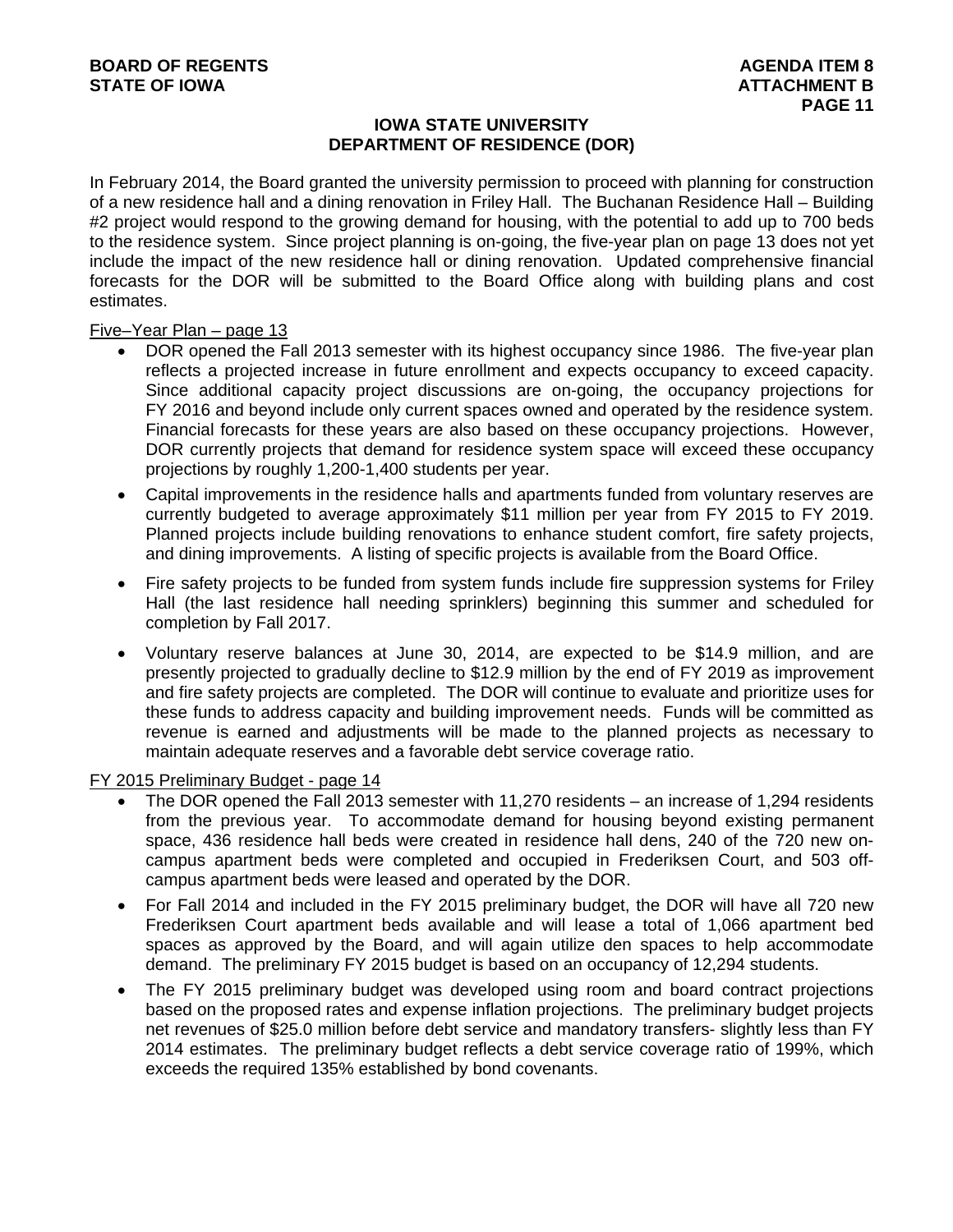## IOWA STATE UNIVERSITY
## DEPARTMENT OF RESIDENCE (DOR)

In February 2014, the Board granted the university permission to proceed with planning for construction of a new residence hall and a dining renovation in Friley Hall. The Buchanan Residence Hall – Building #2 project would respond to the growing demand for housing, with the potential to add up to 700 beds to the residence system. Since project planning is on-going, the five-year plan on page 13 does not yet include the impact of the new residence hall or dining renovation. Updated comprehensive financial forecasts for the DOR will be submitted to the Board Office along with building plans and cost estimates.

Five–Year Plan – page 13

- DOR opened the Fall 2013 semester with its highest occupancy since 1986. The five-year plan reflects a projected increase in future enrollment and expects occupancy to exceed capacity. Since additional capacity project discussions are on-going, the occupancy projections for FY 2016 and beyond include only current spaces owned and operated by the residence system. Financial forecasts for these years are also based on these occupancy projections. However, DOR currently projects that demand for residence system space will exceed these occupancy projections by roughly 1,200-1,400 students per year.
- Capital improvements in the residence halls and apartments funded from voluntary reserves are currently budgeted to average approximately $11 million per year from FY 2015 to FY 2019. Planned projects include building renovations to enhance student comfort, fire safety projects, and dining improvements. A listing of specific projects is available from the Board Office.
- Fire safety projects to be funded from system funds include fire suppression systems for Friley Hall (the last residence hall needing sprinklers) beginning this summer and scheduled for completion by Fall 2017.
- Voluntary reserve balances at June 30, 2014, are expected to be $14.9 million, and are presently projected to gradually decline to $12.9 million by the end of FY 2019 as improvement and fire safety projects are completed. The DOR will continue to evaluate and prioritize uses for these funds to address capacity and building improvement needs. Funds will be committed as revenue is earned and adjustments will be made to the planned projects as necessary to maintain adequate reserves and a favorable debt service coverage ratio.

FY 2015 Preliminary Budget - page 14

- The DOR opened the Fall 2013 semester with 11,270 residents – an increase of 1,294 residents from the previous year. To accommodate demand for housing beyond existing permanent space, 436 residence hall beds were created in residence hall dens, 240 of the 720 new on-campus apartment beds were completed and occupied in Frederiksen Court, and 503 off-campus apartment beds were leased and operated by the DOR.
- For Fall 2014 and included in the FY 2015 preliminary budget, the DOR will have all 720 new Frederiksen Court apartment beds available and will lease a total of 1,066 apartment bed spaces as approved by the Board, and will again utilize den spaces to help accommodate demand. The preliminary FY 2015 budget is based on an occupancy of 12,294 students.
- The FY 2015 preliminary budget was developed using room and board contract projections based on the proposed rates and expense inflation projections. The preliminary budget projects net revenues of $25.0 million before debt service and mandatory transfers- slightly less than FY 2014 estimates. The preliminary budget reflects a debt service coverage ratio of 199%, which exceeds the required 135% established by bond covenants.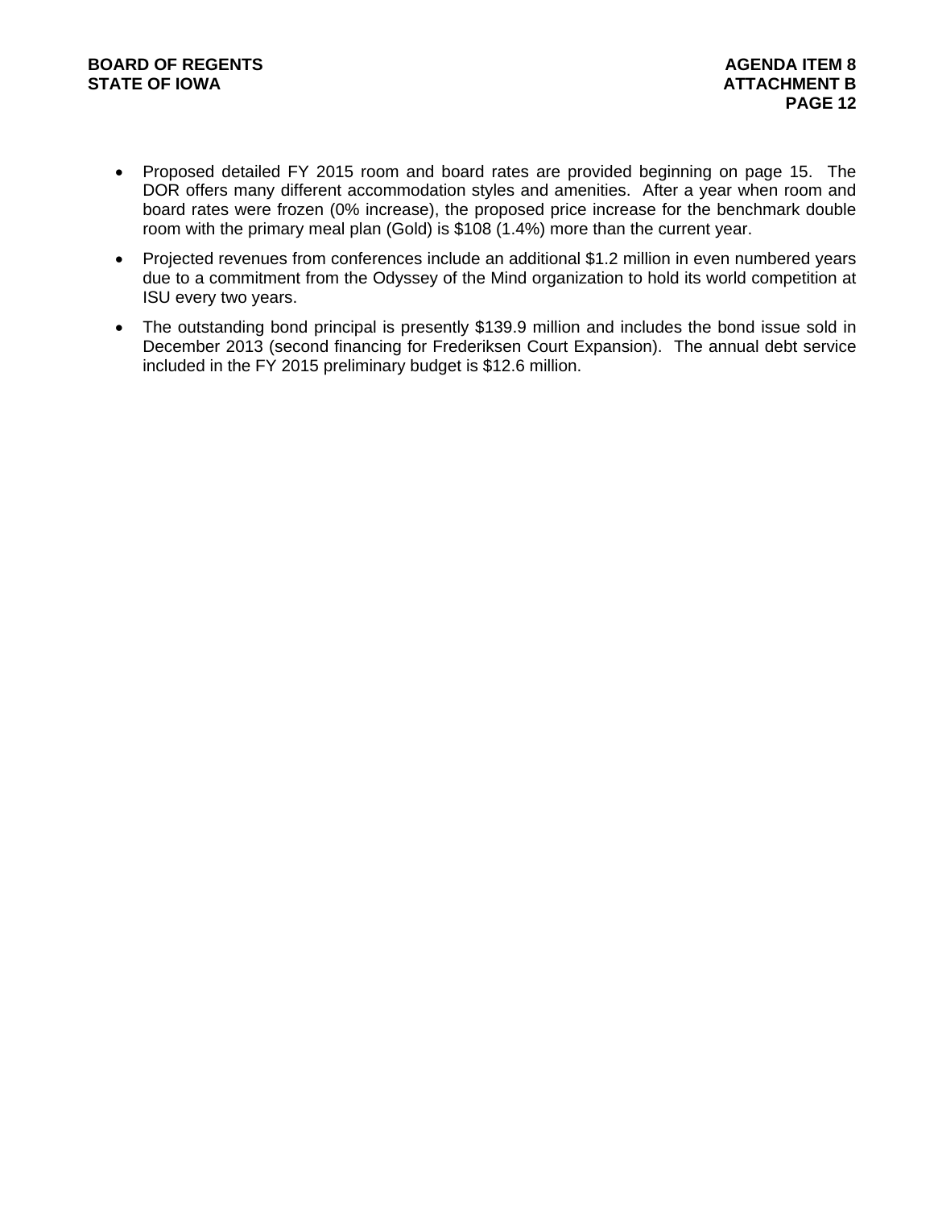- Proposed detailed FY 2015 room and board rates are provided beginning on page 15. The DOR offers many different accommodation styles and amenities. After a year when room and board rates were frozen (0% increase), the proposed price increase for the benchmark double room with the primary meal plan (Gold) is $108 (1.4%) more than the current year.
- Projected revenues from conferences include an additional $1.2 million in even numbered years due to a commitment from the Odyssey of the Mind organization to hold its world competition at ISU every two years.
- The outstanding bond principal is presently $139.9 million and includes the bond issue sold in December 2013 (second financing for Frederiksen Court Expansion). The annual debt service included in the FY 2015 preliminary budget is $12.6 million.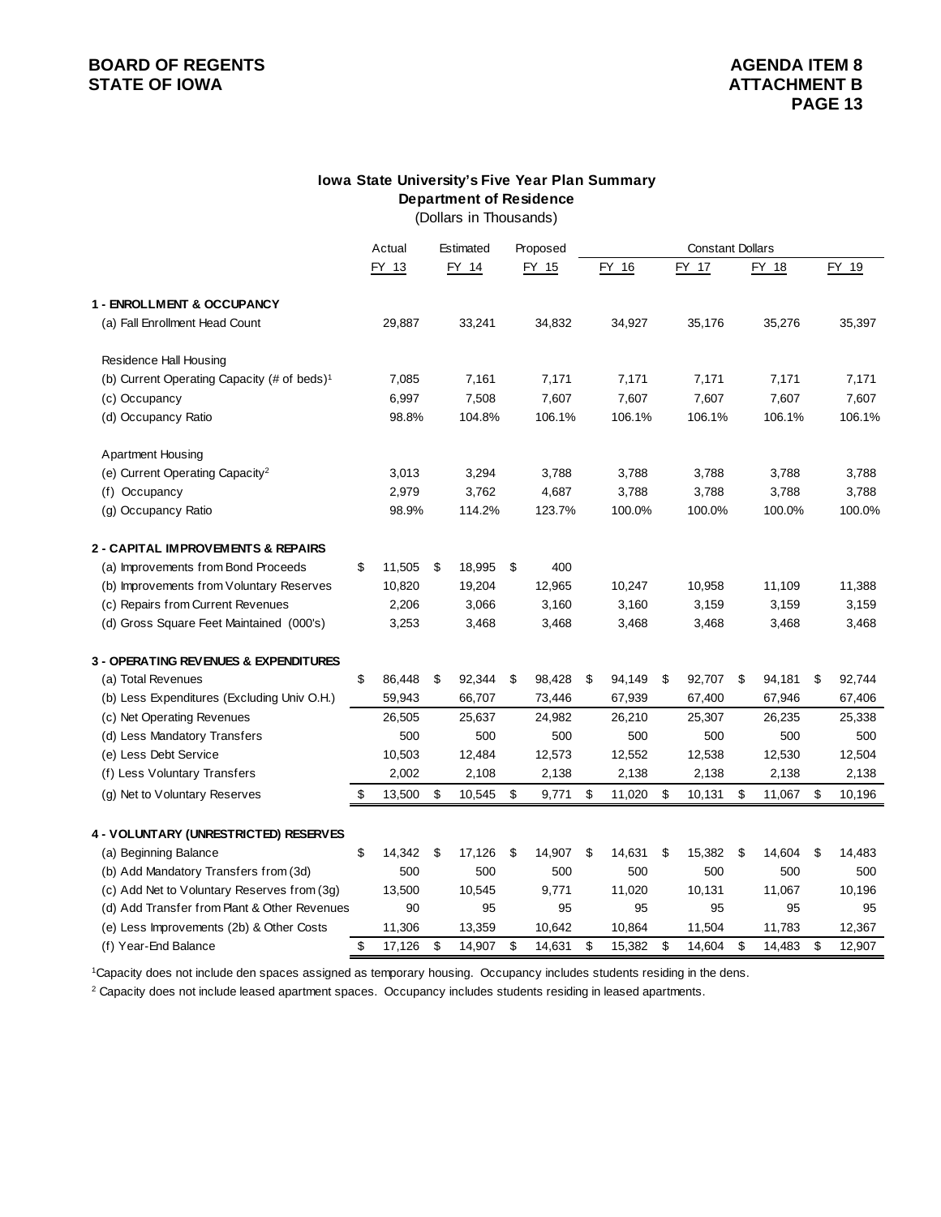**BOARD OF REGENTS**
**STATE OF IOWA**

**AGENDA ITEM 8**
**ATTACHMENT B**

## Iowa State University's Five Year Plan Summary
### Department of Residence
(Dollars in Thousands)

| | Actual FY 13 | Estimated FY 14 | Proposed FY 15 | Constant Dollars FY 16 | FY 17 | FY 18 | FY 19 |
|---|---|---|---|---|---|---|---|
| **1 - ENROLLMENT & OCCUPANCY** | | | | | | | |
| (a) Fall Enrollment Head Count | 29,887 | 33,241 | 34,832 | 34,927 | 35,176 | 35,276 | 35,397 |
| Residence Hall Housing | | | | | | | |
| (b) Current Operating Capacity (# of beds)[1] | 7,085 | 7,161 | 7,171 | 7,171 | 7,171 | 7,171 | 7,171 |
| (c) Occupancy | 6,997 | 7,508 | 7,607 | 7,607 | 7,607 | 7,607 | 7,607 |
| (d) Occupancy Ratio | 98.8% | 104.8% | 106.1% | 106.1% | 106.1% | 106.1% | 106.1% |
| Apartment Housing | | | | | | | |
| (e) Current Operating Capacity[2] | 3,013 | 3,294 | 3,788 | 3,788 | 3,788 | 3,788 | 3,788 |
| (f) Occupancy | 2,979 | 3,762 | 4,687 | 3,788 | 3,788 | 3,788 | 3,788 |
| (g) Occupancy Ratio | 98.9% | 114.2% | 123.7% | 100.0% | 100.0% | 100.0% | 100.0% |
| **2 - CAPITAL IMPROVEMENTS & REPAIRS** | | | | | | | |
| (a) Improvements from Bond Proceeds | $ 11,505 | $ 18,995 | $ 400 | | | | |
| (b) Improvements from Voluntary Reserves | 10,820 | 19,204 | 12,965 | 10,247 | 10,958 | 11,109 | 11,388 |
| (c) Repairs from Current Revenues | 2,206 | 3,066 | 3,160 | 3,160 | 3,159 | 3,159 | 3,159 |
| (d) Gross Square Feet Maintained (000's) | 3,253 | 3,468 | 3,468 | 3,468 | 3,468 | 3,468 | 3,468 |
| **3 - OPERATING REVENUES & EXPENDITURES** | | | | | | | |
| (a) Total Revenues | $ 86,448 | $ 92,344 | $ 98,428 | $ 94,149 | $ 92,707 | $ 94,181 | $ 92,744 |
| (b) Less Expenditures (Excluding Univ O.H.) | 59,943 | 66,707 | 73,446 | 67,939 | 67,400 | 67,946 | 67,406 |
| (c) Net Operating Revenues | 26,505 | 25,637 | 24,982 | 26,210 | 25,307 | 26,235 | 25,338 |
| (d) Less Mandatory Transfers | 500 | 500 | 500 | 500 | 500 | 500 | 500 |
| (e) Less Debt Service | 10,503 | 12,484 | 12,573 | 12,552 | 12,538 | 12,530 | 12,504 |
| (f) Less Voluntary Transfers | 2,002 | 2,108 | 2,138 | 2,138 | 2,138 | 2,138 | 2,138 |
| (g) Net to Voluntary Reserves | $ 13,500 | $ 10,545 | $ 9,771 | $ 11,020 | $ 10,131 | $ 11,067 | $ 10,196 |
| **4 - VOLUNTARY (UNRESTRICTED) RESERVES** | | | | | | | |
| (a) Beginning Balance | $ 14,342 | $ 17,126 | $ 14,907 | $ 14,631 | $ 15,382 | $ 14,604 | $ 14,483 |
| (b) Add Mandatory Transfers from (3d) | 500 | 500 | 500 | 500 | 500 | 500 | 500 |
| (c) Add Net to Voluntary Reserves from (3g) | 13,500 | 10,545 | 9,771 | 11,020 | 10,131 | 11,067 | 10,196 |
| (d) Add Transfer from Plant & Other Revenues | 90 | 95 | 95 | 95 | 95 | 95 | 95 |
| (e) Less Improvements (2b) & Other Costs | 11,306 | 13,359 | 10,642 | 10,864 | 11,504 | 11,783 | 12,367 |
| (f) Year-End Balance | $ 17,126 | $ 14,907 | $ 14,631 | $ 15,382 | $ 14,604 | $ 14,483 | $ 12,907 |

[1]Capacity does not include den spaces assigned as temporary housing. Occupancy includes students residing in the dens.

[2] Capacity does not include leased apartment spaces. Occupancy includes students residing in leased apartments.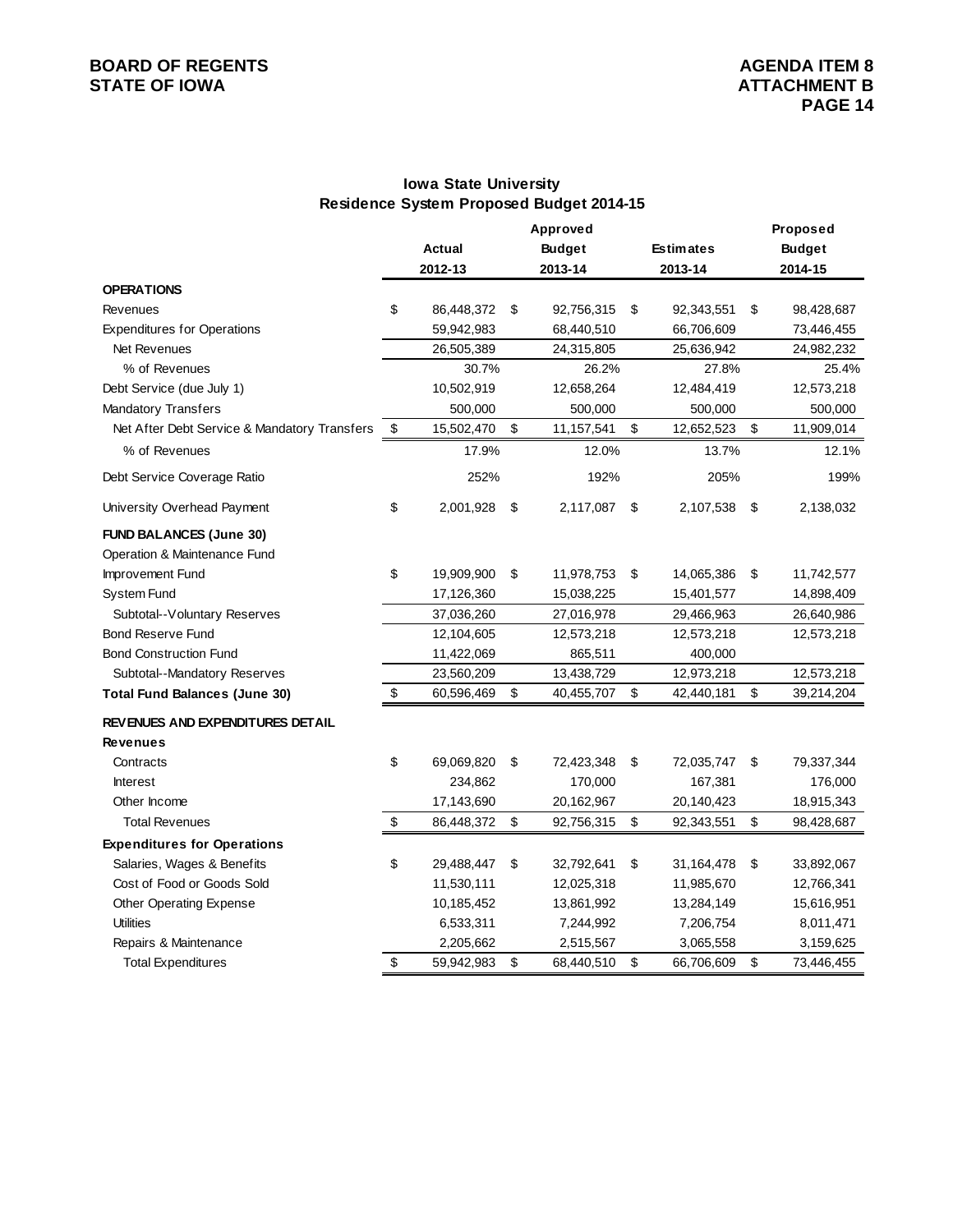**BOARD OF REGENTS**
**STATE OF IOWA**

**AGENDA ITEM 8**
**ATTACHMENT B**

## Iowa State University
## Residence System Proposed Budget 2014-15

| | Actual 2012-13 | Approved Budget 2013-14 | Estimates 2013-14 | Proposed Budget 2014-15 |
|---|---|---|---|---|
| **OPERATIONS** | | | | |
| Revenues | $ 86,448,372 | $ 92,756,315 | $ 92,343,551 | $ 98,428,687 |
| Expenditures for Operations | 59,942,983 | 68,440,510 | 66,706,609 | 73,446,455 |
| Net Revenues | 26,505,389 | 24,315,805 | 25,636,942 | 24,982,232 |
| % of Revenues | 30.7% | 26.2% | 27.8% | 25.4% |
| Debt Service (due July 1) | 10,502,919 | 12,658,264 | 12,484,419 | 12,573,218 |
| Mandatory Transfers | 500,000 | 500,000 | 500,000 | 500,000 |
| Net After Debt Service & Mandatory Transfers | $ 15,502,470 | $ 11,157,541 | $ 12,652,523 | $ 11,909,014 |
| % of Revenues | 17.9% | 12.0% | 13.7% | 12.1% |
| Debt Service Coverage Ratio | 252% | 192% | 205% | 199% |
| University Overhead Payment | $ 2,001,928 | $ 2,117,087 | $ 2,107,538 | $ 2,138,032 |
| **FUND BALANCES (June 30)** | | | | |
| Operation & Maintenance Fund | | | | |
| Improvement Fund | $ 19,909,900 | $ 11,978,753 | $ 14,065,386 | $ 11,742,577 |
| System Fund | 17,126,360 | 15,038,225 | 15,401,577 | 14,898,409 |
| Subtotal--Voluntary Reserves | 37,036,260 | 27,016,978 | 29,466,963 | 26,640,986 |
| Bond Reserve Fund | 12,104,605 | 12,573,218 | 12,573,218 | 12,573,218 |
| Bond Construction Fund | 11,422,069 | 865,511 | 400,000 | |
| Subtotal--Mandatory Reserves | 23,560,209 | 13,438,729 | 12,973,218 | 12,573,218 |
| **Total Fund Balances (June 30)** | $ 60,596,469 | $ 40,455,707 | $ 42,440,181 | $ 39,214,204 |
| **REVENUES AND EXPENDITURES DETAIL** | | | | |
| **Revenues** | | | | |
| Contracts | $ 69,069,820 | $ 72,423,348 | $ 72,035,747 | $ 79,337,344 |
| Interest | 234,862 | 170,000 | 167,381 | 176,000 |
| Other Income | 17,143,690 | 20,162,967 | 20,140,423 | 18,915,343 |
| Total Revenues | $ 86,448,372 | $ 92,756,315 | $ 92,343,551 | $ 98,428,687 |
| **Expenditures for Operations** | | | | |
| Salaries, Wages & Benefits | $ 29,488,447 | $ 32,792,641 | $ 31,164,478 | $ 33,892,067 |
| Cost of Food or Goods Sold | 11,530,111 | 12,025,318 | 11,985,670 | 12,766,341 |
| Other Operating Expense | 10,185,452 | 13,861,992 | 13,284,149 | 15,616,951 |
| Utilities | 6,533,311 | 7,244,992 | 7,206,754 | 8,011,471 |
| Repairs & Maintenance | 2,205,662 | 2,515,567 | 3,065,558 | 3,159,625 |
| Total Expenditures | $ 59,942,983 | $ 68,440,510 | $ 66,706,609 | $ 73,446,455 |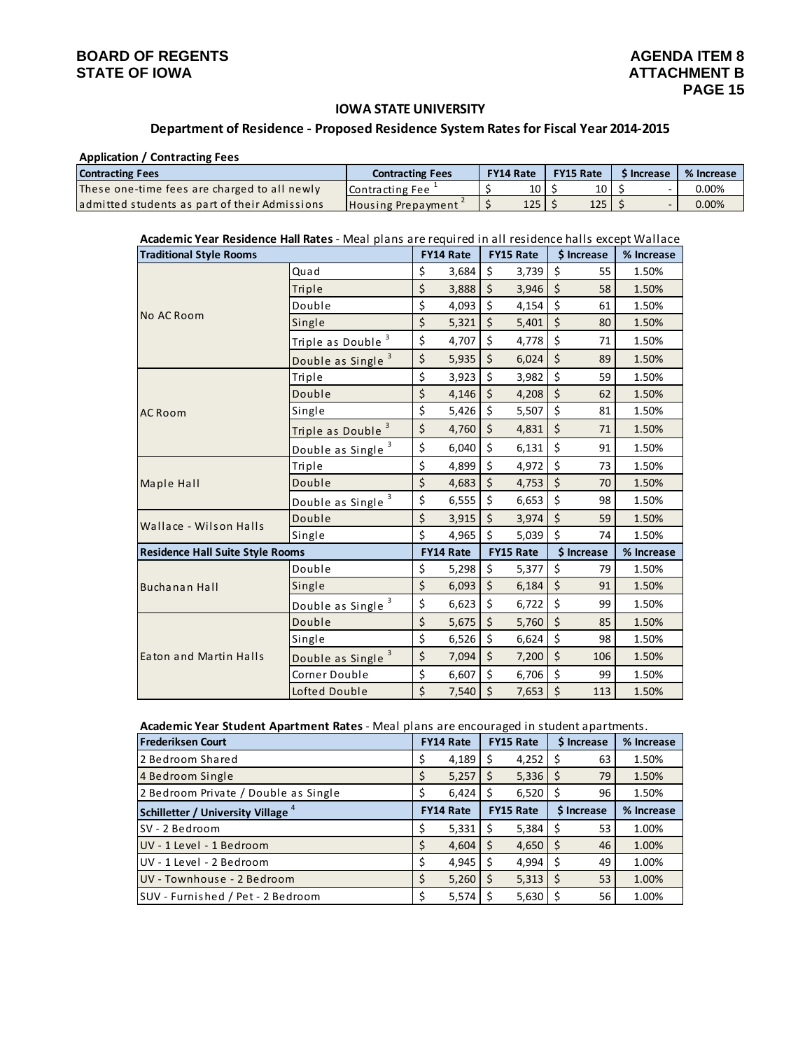**BOARD OF REGENTS**
**STATE OF IOWA**

**AGENDA ITEM 8**
**ATTACHMENT B**

## IOWA STATE UNIVERSITY

### Department of Residence - Proposed Residence System Rates for Fiscal Year 2014-2015

**Application / Contracting Fees**

| Contracting Fees | Contracting Fees | FY14 Rate | FY15 Rate | $ Increase | % Increase |
|---|---|---|---|---|---|
| These one-time fees are charged to all newly admitted students as part of their Admissions | Contracting Fee [1] | $ 10 | $ 10 | $ - | 0.00% |
| | Housing Prepayment [2] | $ 125 | $ 125 | $ - | 0.00% |

**Academic Year Residence Hall Rates** - Meal plans are required in all residence halls except Wallace

| Traditional Style Rooms | | FY14 Rate | FY15 Rate | $ Increase | % Increase |
|---|---|---|---|---|---|
| No AC Room | Quad | $ 3,684 | $ 3,739 | $ 55 | 1.50% |
| | Triple | $ 3,888 | $ 3,946 | $ 58 | 1.50% |
| | Double | $ 4,093 | $ 4,154 | $ 61 | 1.50% |
| | Single | $ 5,321 | $ 5,401 | $ 80 | 1.50% |
| | Triple as Double [3] | $ 4,707 | $ 4,778 | $ 71 | 1.50% |
| | Double as Single [3] | $ 5,935 | $ 6,024 | $ 89 | 1.50% |
| AC Room | Triple | $ 3,923 | $ 3,982 | $ 59 | 1.50% |
| | Double | $ 4,146 | $ 4,208 | $ 62 | 1.50% |
| | Single | $ 5,426 | $ 5,507 | $ 81 | 1.50% |
| | Triple as Double [3] | $ 4,760 | $ 4,831 | $ 71 | 1.50% |
| | Double as Single [3] | $ 6,040 | $ 6,131 | $ 91 | 1.50% |
| Maple Hall | Triple | $ 4,899 | $ 4,972 | $ 73 | 1.50% |
| | Double | $ 4,683 | $ 4,753 | $ 70 | 1.50% |
| | Double as Single [3] | $ 6,555 | $ 6,653 | $ 98 | 1.50% |
| Wallace - Wilson Halls | Double | $ 3,915 | $ 3,974 | $ 59 | 1.50% |
| | Single | $ 4,965 | $ 5,039 | $ 74 | 1.50% |
| **Residence Hall Suite Style Rooms** | | **FY14 Rate** | **FY15 Rate** | **$ Increase** | **% Increase** |
| Buchanan Hall | Double | $ 5,298 | $ 5,377 | $ 79 | 1.50% |
| | Single | $ 6,093 | $ 6,184 | $ 91 | 1.50% |
| | Double as Single [3] | $ 6,623 | $ 6,722 | $ 99 | 1.50% |
| Eaton and Martin Halls | Double | $ 5,675 | $ 5,760 | $ 85 | 1.50% |
| | Single | $ 6,526 | $ 6,624 | $ 98 | 1.50% |
| | Double as Single [3] | $ 7,094 | $ 7,200 | $ 106 | 1.50% |
| | Corner Double | $ 6,607 | $ 6,706 | $ 99 | 1.50% |
| | Lofted Double | $ 7,540 | $ 7,653 | $ 113 | 1.50% |

**Academic Year Student Apartment Rates** - Meal plans are encouraged in student apartments.

| Frederiksen Court | FY14 Rate | FY15 Rate | $ Increase | % Increase |
|---|---|---|---|---|
| 2 Bedroom Shared | $ 4,189 | $ 4,252 | $ 63 | 1.50% |
| 4 Bedroom Single | $ 5,257 | $ 5,336 | $ 79 | 1.50% |
| 2 Bedroom Private / Double as Single | $ 6,424 | $ 6,520 | $ 96 | 1.50% |
| **Schilletter / University Village [4]** | **FY14 Rate** | **FY15 Rate** | **$ Increase** | **% Increase** |
| SV - 2 Bedroom | $ 5,331 | $ 5,384 | $ 53 | 1.00% |
| UV - 1 Level - 1 Bedroom | $ 4,604 | $ 4,650 | $ 46 | 1.00% |
| UV - 1 Level - 2 Bedroom | $ 4,945 | $ 4,994 | $ 49 | 1.00% |
| UV - Townhouse - 2 Bedroom | $ 5,260 | $ 5,313 | $ 53 | 1.00% |
| SUV - Furnished / Pet - 2 Bedroom | $ 5,574 | $ 5,630 | $ 56 | 1.00% |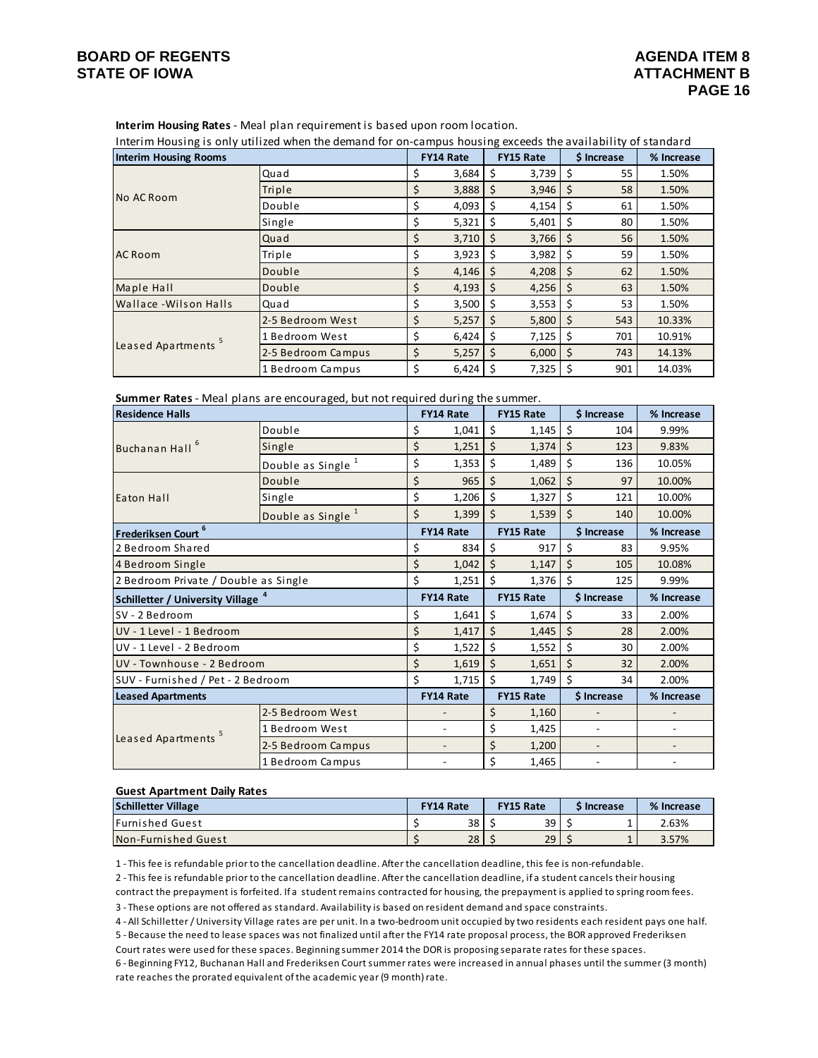**Interim Housing Rates** - Meal plan requirement is based upon room location.

Interim Housing is only utilized when the demand for on-campus housing exceeds the availability of standard

| Interim Housing Rooms | | FY14 Rate | FY15 Rate | $ Increase | % Increase |
|---|---|---|---|---|---|
| No AC Room | Quad | $ 3,684 | $ 3,739 | $ 55 | 1.50% |
| | Triple | $ 3,888 | $ 3,946 | $ 58 | 1.50% |
| | Double | $ 4,093 | $ 4,154 | $ 61 | 1.50% |
| | Single | $ 5,321 | $ 5,401 | $ 80 | 1.50% |
| AC Room | Quad | $ 3,710 | $ 3,766 | $ 56 | 1.50% |
| | Triple | $ 3,923 | $ 3,982 | $ 59 | 1.50% |
| | Double | $ 4,146 | $ 4,208 | $ 62 | 1.50% |
| Maple Hall | Double | $ 4,193 | $ 4,256 | $ 63 | 1.50% |
| Wallace -Wilson Halls | Quad | $ 3,500 | $ 3,553 | $ 53 | 1.50% |
| Leased Apartments [5] | 2-5 Bedroom West | $ 5,257 | $ 5,800 | $ 543 | 10.33% |
| | 1 Bedroom West | $ 6,424 | $ 7,125 | $ 701 | 10.91% |
| | 2-5 Bedroom Campus | $ 5,257 | $ 6,000 | $ 743 | 14.13% |
| | 1 Bedroom Campus | $ 6,424 | $ 7,325 | $ 901 | 14.03% |

**Summer Rates** - Meal plans are encouraged, but not required during the summer.

| Residence Halls | | FY14 Rate | FY15 Rate | $ Increase | % Increase |
|---|---|---|---|---|---|
| Buchanan Hall [6] | Double | $ 1,041 | $ 1,145 | $ 104 | 9.99% |
| | Single | $ 1,251 | $ 1,374 | $ 123 | 9.83% |
| | Double as Single [1] | $ 1,353 | $ 1,489 | $ 136 | 10.05% |
| Eaton Hall | Double | $ 965 | $ 1,062 | $ 97 | 10.00% |
| | Single | $ 1,206 | $ 1,327 | $ 121 | 10.00% |
| | Double as Single [1] | $ 1,399 | $ 1,539 | $ 140 | 10.00% |
| **Frederiksen Court [6]** | | **FY14 Rate** | **FY15 Rate** | **$ Increase** | **% Increase** |
| 2 Bedroom Shared | | $ 834 | $ 917 | $ 83 | 9.95% |
| 4 Bedroom Single | | $ 1,042 | $ 1,147 | $ 105 | 10.08% |
| 2 Bedroom Private / Double as Single | | $ 1,251 | $ 1,376 | $ 125 | 9.99% |
| **Schilletter / University Village [4]** | | **FY14 Rate** | **FY15 Rate** | **$ Increase** | **% Increase** |
| SV - 2 Bedroom | | $ 1,641 | $ 1,674 | $ 33 | 2.00% |
| UV - 1 Level - 1 Bedroom | | $ 1,417 | $ 1,445 | $ 28 | 2.00% |
| UV - 1 Level - 2 Bedroom | | $ 1,522 | $ 1,552 | $ 30 | 2.00% |
| UV - Townhouse - 2 Bedroom | | $ 1,619 | $ 1,651 | $ 32 | 2.00% |
| SUV - Furnished / Pet - 2 Bedroom | | $ 1,715 | $ 1,749 | $ 34 | 2.00% |
| **Leased Apartments** | | **FY14 Rate** | **FY15 Rate** | **$ Increase** | **% Increase** |
| Leased Apartments [5] | 2-5 Bedroom West | - | $ 1,160 | - | - |
| | 1 Bedroom West | - | $ 1,425 | - | - |
| | 2-5 Bedroom Campus | - | $ 1,200 | - | - |
| | 1 Bedroom Campus | - | $ 1,465 | - | - |

**Guest Apartment Daily Rates**

| Schilletter Village | FY14 Rate | FY15 Rate | $ Increase | % Increase |
|---|---|---|---|---|
| Furnished Guest | $ 38 | $ 39 | $ 1 | 2.63% |
| Non-Furnished Guest | $ 28 | $ 29 | $ 1 | 3.57% |

1 - This fee is refundable prior to the cancellation deadline. After the cancellation deadline, this fee is non-refundable.

2 - This fee is refundable prior to the cancellation deadline. After the cancellation deadline, if a student cancels their housing contract the prepayment is forfeited. If a student remains contracted for housing, the prepayment is applied to spring room fees.

3 - These options are not offered as standard. Availability is based on resident demand and space constraints.

4 - All Schilletter / University Village rates are per unit. In a two-bedroom unit occupied by two residents each resident pays one half.

5 - Because the need to lease spaces was not finalized until after the FY14 rate proposal process, the BOR approved Frederiksen Court rates were used for these spaces. Beginning summer 2014 the DOR is proposing separate rates for these spaces.

6 - Beginning FY12, Buchanan Hall and Frederiksen Court summer rates were increased in annual phases until the summer (3 month) rate reaches the prorated equivalent of the academic year (9 month) rate.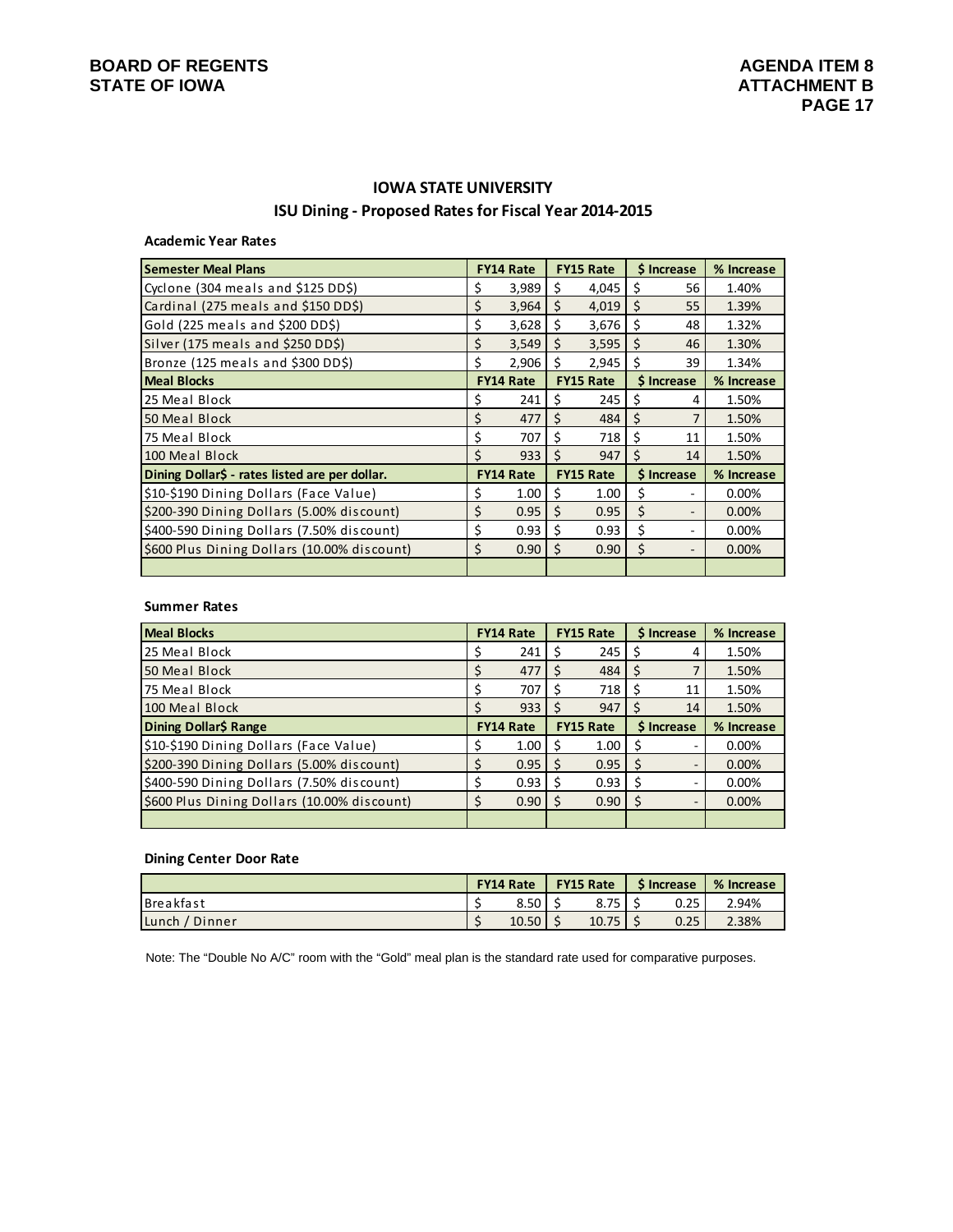## IOWA STATE UNIVERSITY

## ISU Dining - Proposed Rates for Fiscal Year 2014-2015

**Academic Year Rates**

| Semester Meal Plans | FY14 Rate | FY15 Rate | $ Increase | % Increase |
|---|---|---|---|---|
| Cyclone (304 meals and $125 DD$) | $ 3,989 | $ 4,045 | $ 56 | 1.40% |
| Cardinal (275 meals and $150 DD$) | $ 3,964 | $ 4,019 | $ 55 | 1.39% |
| Gold (225 meals and $200 DD$) | $ 3,628 | $ 3,676 | $ 48 | 1.32% |
| Silver (175 meals and $250 DD$) | $ 3,549 | $ 3,595 | $ 46 | 1.30% |
| Bronze (125 meals and $300 DD$) | $ 2,906 | $ 2,945 | $ 39 | 1.34% |
| **Meal Blocks** | **FY14 Rate** | **FY15 Rate** | **$ Increase** | **% Increase** |
| 25 Meal Block | $ 241 | $ 245 | $ 4 | 1.50% |
| 50 Meal Block | $ 477 | $ 484 | $ 7 | 1.50% |
| 75 Meal Block | $ 707 | $ 718 | $ 11 | 1.50% |
| 100 Meal Block | $ 933 | $ 947 | $ 14 | 1.50% |
| **Dining Dollar$ - rates listed are per dollar.** | **FY14 Rate** | **FY15 Rate** | **$ Increase** | **% Increase** |
| $10-$190 Dining Dollars (Face Value) | $ 1.00 | $ 1.00 | $ - | 0.00% |
| $200-390 Dining Dollars (5.00% discount) | $ 0.95 | $ 0.95 | $ - | 0.00% |
| $400-590 Dining Dollars (7.50% discount) | $ 0.93 | $ 0.93 | $ - | 0.00% |
| $600 Plus Dining Dollars (10.00% discount) | $ 0.90 | $ 0.90 | $ - | 0.00% |

**Summer Rates**

| Meal Blocks | FY14 Rate | FY15 Rate | $ Increase | % Increase |
|---|---|---|---|---|
| 25 Meal Block | $ 241 | $ 245 | $ 4 | 1.50% |
| 50 Meal Block | $ 477 | $ 484 | $ 7 | 1.50% |
| 75 Meal Block | $ 707 | $ 718 | $ 11 | 1.50% |
| 100 Meal Block | $ 933 | $ 947 | $ 14 | 1.50% |
| **Dining Dollar$ Range** | **FY14 Rate** | **FY15 Rate** | **$ Increase** | **% Increase** |
| $10-$190 Dining Dollars (Face Value) | $ 1.00 | $ 1.00 | $ - | 0.00% |
| $200-390 Dining Dollars (5.00% discount) | $ 0.95 | $ 0.95 | $ - | 0.00% |
| $400-590 Dining Dollars (7.50% discount) | $ 0.93 | $ 0.93 | $ - | 0.00% |
| $600 Plus Dining Dollars (10.00% discount) | $ 0.90 | $ 0.90 | $ - | 0.00% |

**Dining Center Door Rate**

| | FY14 Rate | FY15 Rate | $ Increase | % Increase |
|---|---|---|---|---|
| Breakfast | $ 8.50 | $ 8.75 | $ 0.25 | 2.94% |
| Lunch / Dinner | $ 10.50 | $ 10.75 | $ 0.25 | 2.38% |

Note: The "Double No A/C" room with the "Gold" meal plan is the standard rate used for comparative purposes.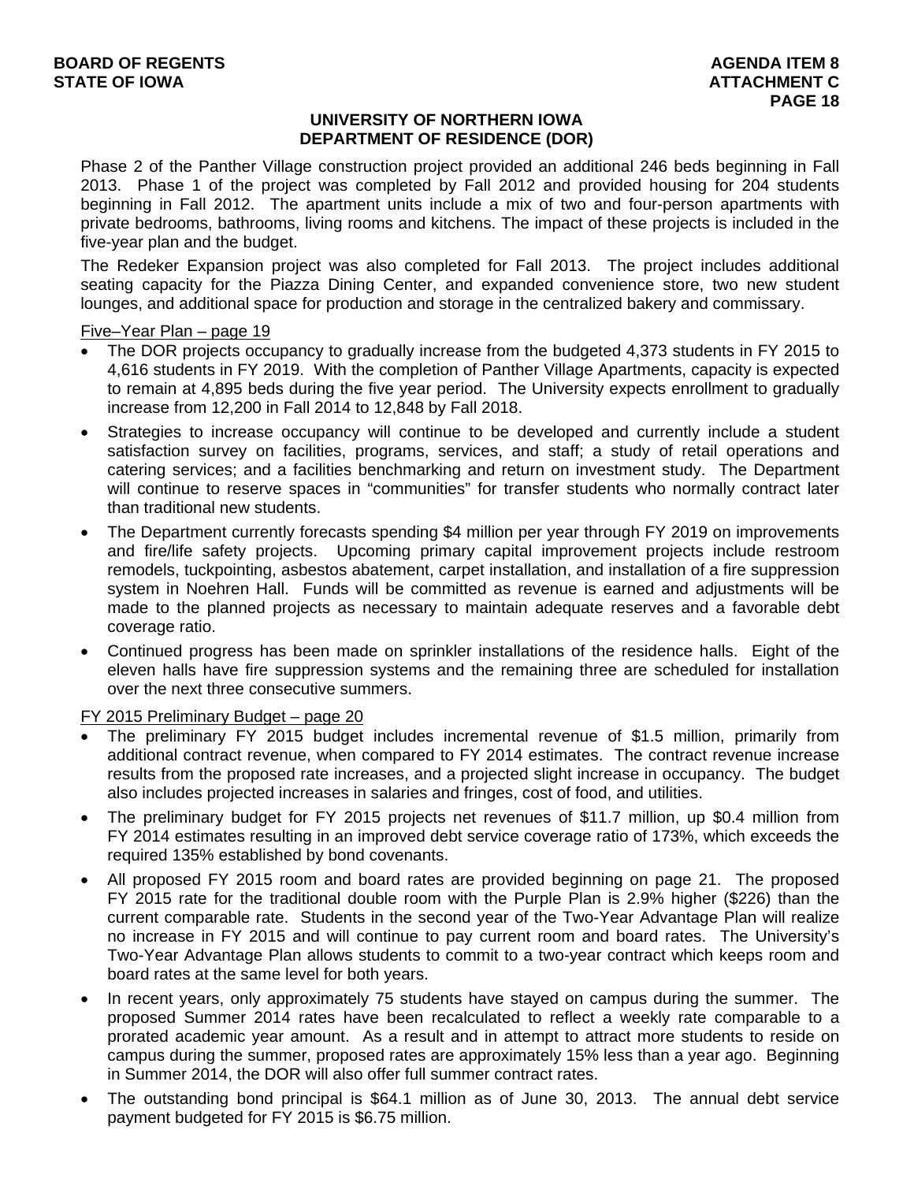## UNIVERSITY OF NORTHERN IOWA
## DEPARTMENT OF RESIDENCE (DOR)

Phase 2 of the Panther Village construction project provided an additional 246 beds beginning in Fall 2013. Phase 1 of the project was completed by Fall 2012 and provided housing for 204 students beginning in Fall 2012. The apartment units include a mix of two and four-person apartments with private bedrooms, bathrooms, living rooms and kitchens. The impact of these projects is included in the five-year plan and the budget.

The Redeker Expansion project was also completed for Fall 2013. The project includes additional seating capacity for the Piazza Dining Center, and expanded convenience store, two new student lounges, and additional space for production and storage in the centralized bakery and commissary.

Five–Year Plan – page 19

- The DOR projects occupancy to gradually increase from the budgeted 4,373 students in FY 2015 to 4,616 students in FY 2019. With the completion of Panther Village Apartments, capacity is expected to remain at 4,895 beds during the five year period. The University expects enrollment to gradually increase from 12,200 in Fall 2014 to 12,848 by Fall 2018.
- Strategies to increase occupancy will continue to be developed and currently include a student satisfaction survey on facilities, programs, services, and staff; a study of retail operations and catering services; and a facilities benchmarking and return on investment study. The Department will continue to reserve spaces in "communities" for transfer students who normally contract later than traditional new students.
- The Department currently forecasts spending $4 million per year through FY 2019 on improvements and fire/life safety projects. Upcoming primary capital improvement projects include restroom remodels, tuckpointing, asbestos abatement, carpet installation, and installation of a fire suppression system in Noehren Hall. Funds will be committed as revenue is earned and adjustments will be made to the planned projects as necessary to maintain adequate reserves and a favorable debt coverage ratio.
- Continued progress has been made on sprinkler installations of the residence halls. Eight of the eleven halls have fire suppression systems and the remaining three are scheduled for installation over the next three consecutive summers.

FY 2015 Preliminary Budget – page 20

- The preliminary FY 2015 budget includes incremental revenue of $1.5 million, primarily from additional contract revenue, when compared to FY 2014 estimates. The contract revenue increase results from the proposed rate increases, and a projected slight increase in occupancy. The budget also includes projected increases in salaries and fringes, cost of food, and utilities.
- The preliminary budget for FY 2015 projects net revenues of $11.7 million, up $0.4 million from FY 2014 estimates resulting in an improved debt service coverage ratio of 173%, which exceeds the required 135% established by bond covenants.
- All proposed FY 2015 room and board rates are provided beginning on page 21. The proposed FY 2015 rate for the traditional double room with the Purple Plan is 2.9% higher ($226) than the current comparable rate. Students in the second year of the Two-Year Advantage Plan will realize no increase in FY 2015 and will continue to pay current room and board rates. The University's Two-Year Advantage Plan allows students to commit to a two-year contract which keeps room and board rates at the same level for both years.
- In recent years, only approximately 75 students have stayed on campus during the summer. The proposed Summer 2014 rates have been recalculated to reflect a weekly rate comparable to a prorated academic year amount. As a result and in attempt to attract more students to reside on campus during the summer, proposed rates are approximately 15% less than a year ago. Beginning in Summer 2014, the DOR will also offer full summer contract rates.
- The outstanding bond principal is $64.1 million as of June 30, 2013. The annual debt service payment budgeted for FY 2015 is $6.75 million.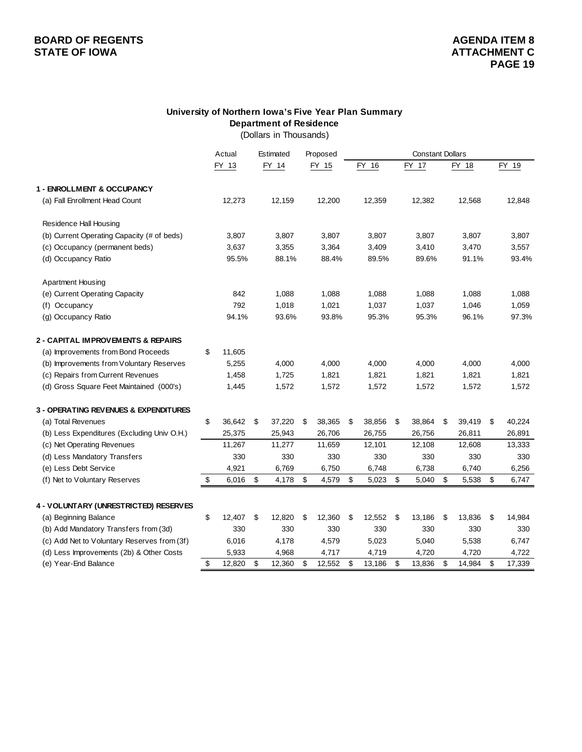**BOARD OF REGENTS**
**STATE OF IOWA**

**AGENDA ITEM 8**
**ATTACHMENT C**

## University of Northern Iowa's Five Year Plan Summary
### Department of Residence
(Dollars in Thousands)

| | Actual | Estimated | Proposed | Constant Dollars | | | |
|---|---|---|---|---|---|---|---|
| | FY 13 | FY 14 | FY 15 | FY 16 | FY 17 | FY 18 | FY 19 |
| **1 - ENROLLMENT & OCCUPANCY** | | | | | | | |
| (a) Fall Enrollment Head Count | 12,273 | 12,159 | 12,200 | 12,359 | 12,382 | 12,568 | 12,848 |
| Residence Hall Housing | | | | | | | |
| (b) Current Operating Capacity (# of beds) | 3,807 | 3,807 | 3,807 | 3,807 | 3,807 | 3,807 | 3,807 |
| (c) Occupancy (permanent beds) | 3,637 | 3,355 | 3,364 | 3,409 | 3,410 | 3,470 | 3,557 |
| (d) Occupancy Ratio | 95.5% | 88.1% | 88.4% | 89.5% | 89.6% | 91.1% | 93.4% |
| Apartment Housing | | | | | | | |
| (e) Current Operating Capacity | 842 | 1,088 | 1,088 | 1,088 | 1,088 | 1,088 | 1,088 |
| (f) Occupancy | 792 | 1,018 | 1,021 | 1,037 | 1,037 | 1,046 | 1,059 |
| (g) Occupancy Ratio | 94.1% | 93.6% | 93.8% | 95.3% | 95.3% | 96.1% | 97.3% |
| **2 - CAPITAL IMPROVEMENTS & REPAIRS** | | | | | | | |
| (a) Improvements from Bond Proceeds | $ 11,605 | | | | | | |
| (b) Improvements from Voluntary Reserves | 5,255 | 4,000 | 4,000 | 4,000 | 4,000 | 4,000 | 4,000 |
| (c) Repairs from Current Revenues | 1,458 | 1,725 | 1,821 | 1,821 | 1,821 | 1,821 | 1,821 |
| (d) Gross Square Feet Maintained (000's) | 1,445 | 1,572 | 1,572 | 1,572 | 1,572 | 1,572 | 1,572 |
| **3 - OPERATING REVENUES & EXPENDITURES** | | | | | | | |
| (a) Total Revenues | $ 36,642 | $ 37,220 | $ 38,365 | $ 38,856 | $ 38,864 | $ 39,419 | $ 40,224 |
| (b) Less Expenditures (Excluding Univ O.H.) | 25,375 | 25,943 | 26,706 | 26,755 | 26,756 | 26,811 | 26,891 |
| (c) Net Operating Revenues | 11,267 | 11,277 | 11,659 | 12,101 | 12,108 | 12,608 | 13,333 |
| (d) Less Mandatory Transfers | 330 | 330 | 330 | 330 | 330 | 330 | 330 |
| (e) Less Debt Service | 4,921 | 6,769 | 6,750 | 6,748 | 6,738 | 6,740 | 6,256 |
| (f) Net to Voluntary Reserves | $ 6,016 | $ 4,178 | $ 4,579 | $ 5,023 | $ 5,040 | $ 5,538 | $ 6,747 |
| **4 - VOLUNTARY (UNRESTRICTED) RESERVES** | | | | | | | |
| (a) Beginning Balance | $ 12,407 | $ 12,820 | $ 12,360 | $ 12,552 | $ 13,186 | $ 13,836 | $ 14,984 |
| (b) Add Mandatory Transfers from (3d) | 330 | 330 | 330 | 330 | 330 | 330 | 330 |
| (c) Add Net to Voluntary Reserves from (3f) | 6,016 | 4,178 | 4,579 | 5,023 | 5,040 | 5,538 | 6,747 |
| (d) Less Improvements (2b) & Other Costs | 5,933 | 4,968 | 4,717 | 4,719 | 4,720 | 4,720 | 4,722 |
| (e) Year-End Balance | $ 12,820 | $ 12,360 | $ 12,552 | $ 13,186 | $ 13,836 | $ 14,984 | $ 17,339 |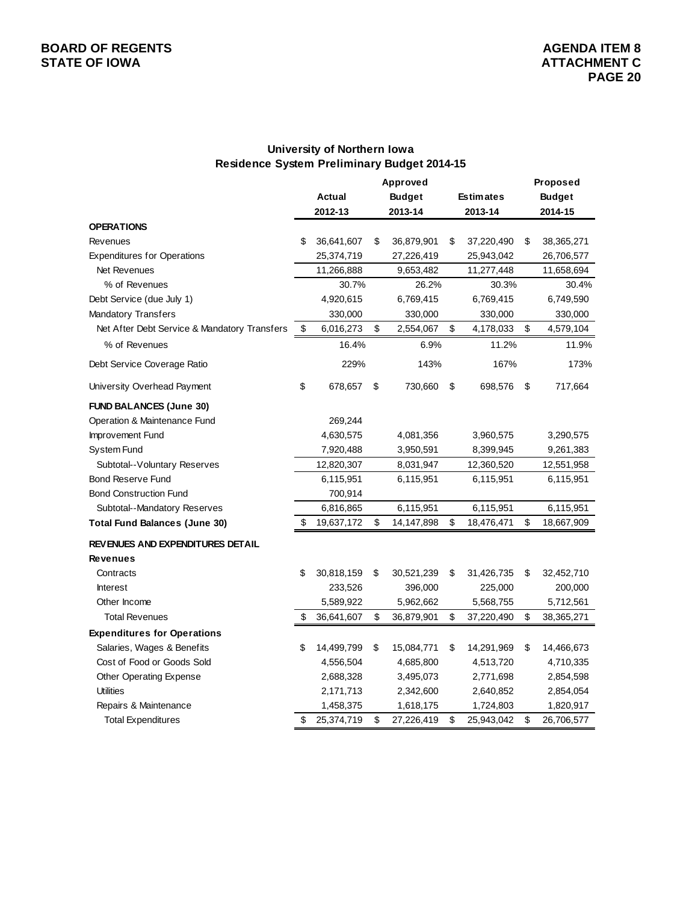BOARD OF REGENTS
STATE OF IOWA

AGENDA ITEM 8
ATTACHMENT C

## University of Northern Iowa
## Residence System Preliminary Budget 2014-15

| | Actual 2012-13 | Approved Budget 2013-14 | Estimates 2013-14 | Proposed Budget 2014-15 |
|---|---|---|---|---|
| **OPERATIONS** | | | | |
| Revenues | $ 36,641,607 | $ 36,879,901 | $ 37,220,490 | $ 38,365,271 |
| Expenditures for Operations | 25,374,719 | 27,226,419 | 25,943,042 | 26,706,577 |
| Net Revenues | 11,266,888 | 9,653,482 | 11,277,448 | 11,658,694 |
| % of Revenues | 30.7% | 26.2% | 30.3% | 30.4% |
| Debt Service (due July 1) | 4,920,615 | 6,769,415 | 6,769,415 | 6,749,590 |
| Mandatory Transfers | 330,000 | 330,000 | 330,000 | 330,000 |
| Net After Debt Service & Mandatory Transfers | $ 6,016,273 | $ 2,554,067 | $ 4,178,033 | $ 4,579,104 |
| % of Revenues | 16.4% | 6.9% | 11.2% | 11.9% |
| Debt Service Coverage Ratio | 229% | 143% | 167% | 173% |
| University Overhead Payment | $ 678,657 | $ 730,660 | $ 698,576 | $ 717,664 |
| **FUND BALANCES (June 30)** | | | | |
| Operation & Maintenance Fund | 269,244 | | | |
| Improvement Fund | 4,630,575 | 4,081,356 | 3,960,575 | 3,290,575 |
| System Fund | 7,920,488 | 3,950,591 | 8,399,945 | 9,261,383 |
| Subtotal--Voluntary Reserves | 12,820,307 | 8,031,947 | 12,360,520 | 12,551,958 |
| Bond Reserve Fund | 6,115,951 | 6,115,951 | 6,115,951 | 6,115,951 |
| Bond Construction Fund | 700,914 | | | |
| Subtotal--Mandatory Reserves | 6,816,865 | 6,115,951 | 6,115,951 | 6,115,951 |
| **Total Fund Balances (June 30)** | $ 19,637,172 | $ 14,147,898 | $ 18,476,471 | $ 18,667,909 |
| **REVENUES AND EXPENDITURES DETAIL** | | | | |
| **Revenues** | | | | |
| Contracts | $ 30,818,159 | $ 30,521,239 | $ 31,426,735 | $ 32,452,710 |
| Interest | 233,526 | 396,000 | 225,000 | 200,000 |
| Other Income | 5,589,922 | 5,962,662 | 5,568,755 | 5,712,561 |
| Total Revenues | $ 36,641,607 | $ 36,879,901 | $ 37,220,490 | $ 38,365,271 |
| **Expenditures for Operations** | | | | |
| Salaries, Wages & Benefits | $ 14,499,799 | $ 15,084,771 | $ 14,291,969 | $ 14,466,673 |
| Cost of Food or Goods Sold | 4,556,504 | 4,685,800 | 4,513,720 | 4,710,335 |
| Other Operating Expense | 2,688,328 | 3,495,073 | 2,771,698 | 2,854,598 |
| Utilities | 2,171,713 | 2,342,600 | 2,640,852 | 2,854,054 |
| Repairs & Maintenance | 1,458,375 | 1,618,175 | 1,724,803 | 1,820,917 |
| Total Expenditures | $ 25,374,719 | $ 27,226,419 | $ 25,943,042 | $ 26,706,577 |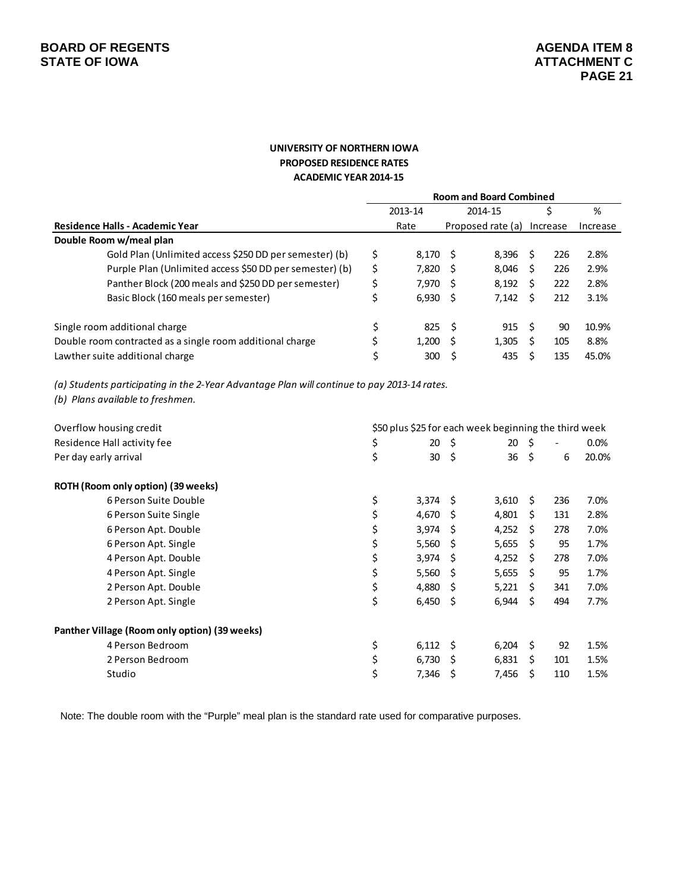**UNIVERSITY OF NORTHERN IOWA**
**PROPOSED RESIDENCE RATES**
**ACADEMIC YEAR 2014-15**

| | Room and Board Combined | | | |
|---|---|---|---|---|
| | 2013-14 | 2014-15 | $ | % |
| **Residence Halls - Academic Year** | Rate | Proposed rate (a) | Increase | Increase |
| **Double Room w/meal plan** | | | | |
| Gold Plan (Unlimited access $250 DD per semester) (b) | $ 8,170 | $ 8,396 | $ 226 | 2.8% |
| Purple Plan (Unlimited access $50 DD per semester) (b) | $ 7,820 | $ 8,046 | $ 226 | 2.9% |
| Panther Block (200 meals and $250 DD per semester) | $ 7,970 | $ 8,192 | $ 222 | 2.8% |
| Basic Block (160 meals per semester) | $ 6,930 | $ 7,142 | $ 212 | 3.1% |
| | | | | |
| Single room additional charge | $ 825 | $ 915 | $ 90 | 10.9% |
| Double room contracted as a single room additional charge | $ 1,200 | $ 1,305 | $ 105 | 8.8% |
| Lawther suite additional charge | $ 300 | $ 435 | $ 135 | 45.0% |

*(a) Students participating in the 2-Year Advantage Plan will continue to pay 2013-14 rates.*
*(b) Plans available to freshmen.*

| | | | | |
|---|---|---|---|---|
| Overflow housing credit | $50 plus $25 for each week beginning the third week | | | |
| Residence Hall activity fee | $ 20 | $ 20 | $ - | 0.0% |
| Per day early arrival | $ 30 | $ 36 | $ 6 | 20.0% |
| | | | | |
| **ROTH (Room only option) (39 weeks)** | | | | |
| 6 Person Suite Double | $ 3,374 | $ 3,610 | $ 236 | 7.0% |
| 6 Person Suite Single | $ 4,670 | $ 4,801 | $ 131 | 2.8% |
| 6 Person Apt. Double | $ 3,974 | $ 4,252 | $ 278 | 7.0% |
| 6 Person Apt. Single | $ 5,560 | $ 5,655 | $ 95 | 1.7% |
| 4 Person Apt. Double | $ 3,974 | $ 4,252 | $ 278 | 7.0% |
| 4 Person Apt. Single | $ 5,560 | $ 5,655 | $ 95 | 1.7% |
| 2 Person Apt. Double | $ 4,880 | $ 5,221 | $ 341 | 7.0% |
| 2 Person Apt. Single | $ 6,450 | $ 6,944 | $ 494 | 7.7% |
| | | | | |
| **Panther Village (Room only option) (39 weeks)** | | | | |
| 4 Person Bedroom | $ 6,112 | $ 6,204 | $ 92 | 1.5% |
| 2 Person Bedroom | $ 6,730 | $ 6,831 | $ 101 | 1.5% |
| Studio | $ 7,346 | $ 7,456 | $ 110 | 1.5% |

Note: The double room with the "Purple" meal plan is the standard rate used for comparative purposes.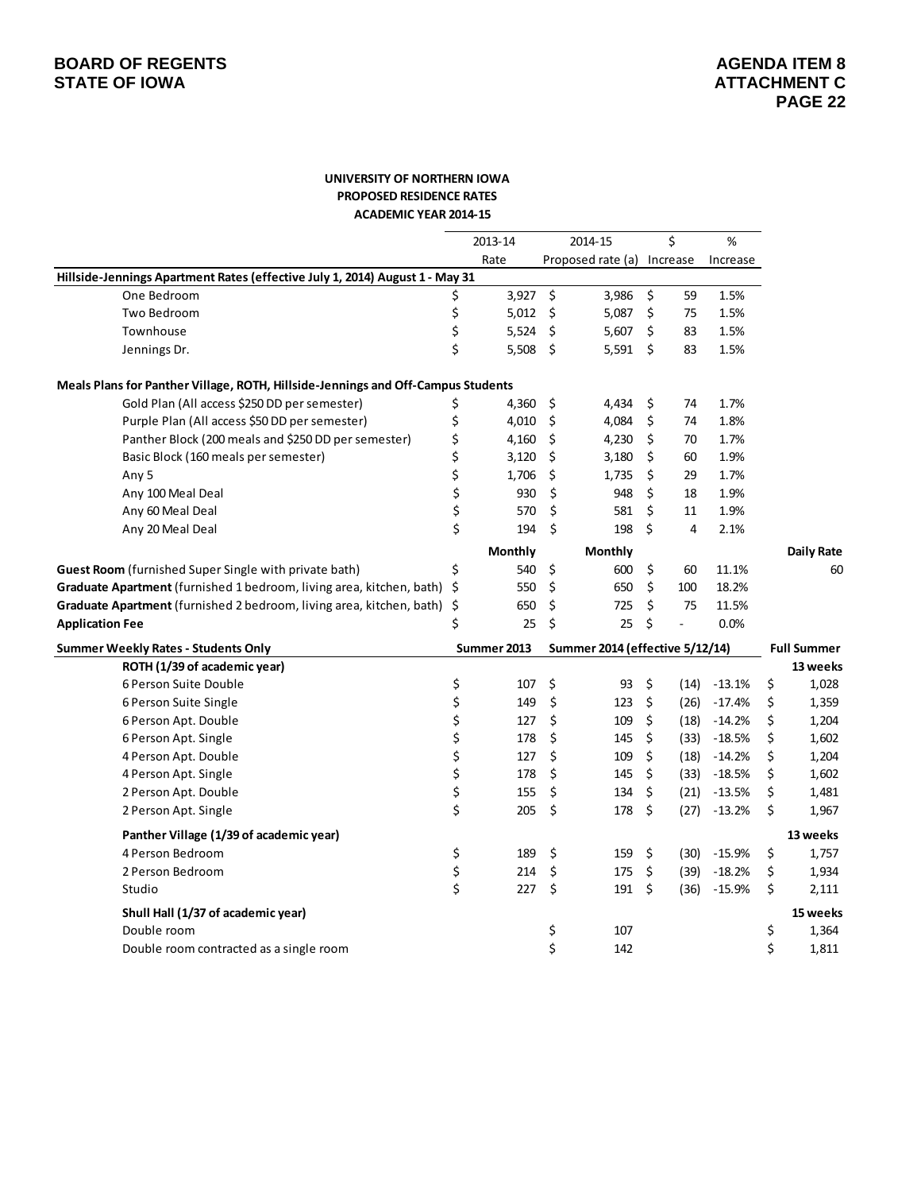**UNIVERSITY OF NORTHERN IOWA**
**PROPOSED RESIDENCE RATES**
**ACADEMIC YEAR 2014-15**

| | 2013-14 Rate | 2014-15 Proposed rate (a) | $ Increase | % Increase | |
|---|---|---|---|---|---|
| **Hillside-Jennings Apartment Rates (effective July 1, 2014) August 1 - May 31** | | | | | |
| One Bedroom | $ 3,927 | $ 3,986 | $ 59 | 1.5% | |
| Two Bedroom | $ 5,012 | $ 5,087 | $ 75 | 1.5% | |
| Townhouse | $ 5,524 | $ 5,607 | $ 83 | 1.5% | |
| Jennings Dr. | $ 5,508 | $ 5,591 | $ 83 | 1.5% | |
| **Meals Plans for Panther Village, ROTH, Hillside-Jennings and Off-Campus Students** | | | | | |
| Gold Plan (All access $250 DD per semester) | $ 4,360 | $ 4,434 | $ 74 | 1.7% | |
| Purple Plan (All access $50 DD per semester) | $ 4,010 | $ 4,084 | $ 74 | 1.8% | |
| Panther Block (200 meals and $250 DD per semester) | $ 4,160 | $ 4,230 | $ 70 | 1.7% | |
| Basic Block (160 meals per semester) | $ 3,120 | $ 3,180 | $ 60 | 1.9% | |
| Any 5 | $ 1,706 | $ 1,735 | $ 29 | 1.7% | |
| Any 100 Meal Deal | $ 930 | $ 948 | $ 18 | 1.9% | |
| Any 60 Meal Deal | $ 570 | $ 581 | $ 11 | 1.9% | |
| Any 20 Meal Deal | $ 194 | $ 198 | $ 4 | 2.1% | |
| | **Monthly** | **Monthly** | | | **Daily Rate** |
| **Guest Room** (furnished Super Single with private bath) | $ 540 | $ 600 | $ 60 | 11.1% | 60 |
| **Graduate Apartment** (furnished 1 bedroom, living area, kitchen, bath) | $ 550 | $ 650 | $ 100 | 18.2% | |
| **Graduate Apartment** (furnished 2 bedroom, living area, kitchen, bath) | $ 650 | $ 725 | $ 75 | 11.5% | |
| **Application Fee** | $ 25 | $ 25 | $ - | 0.0% | |
| **Summer Weekly Rates - Students Only** | **Summer 2013** | **Summer 2014 (effective 5/12/14)** | | | **Full Summer** |
| **ROTH (1/39 of academic year)** | | | | | **13 weeks** |
| 6 Person Suite Double | $ 107 | $ 93 | $ (14) | -13.1% | $ 1,028 |
| 6 Person Suite Single | $ 149 | $ 123 | $ (26) | -17.4% | $ 1,359 |
| 6 Person Apt. Double | $ 127 | $ 109 | $ (18) | -14.2% | $ 1,204 |
| 6 Person Apt. Single | $ 178 | $ 145 | $ (33) | -18.5% | $ 1,602 |
| 4 Person Apt. Double | $ 127 | $ 109 | $ (18) | -14.2% | $ 1,204 |
| 4 Person Apt. Single | $ 178 | $ 145 | $ (33) | -18.5% | $ 1,602 |
| 2 Person Apt. Double | $ 155 | $ 134 | $ (21) | -13.5% | $ 1,481 |
| 2 Person Apt. Single | $ 205 | $ 178 | $ (27) | -13.2% | $ 1,967 |
| **Panther Village (1/39 of academic year)** | | | | | **13 weeks** |
| 4 Person Bedroom | $ 189 | $ 159 | $ (30) | -15.9% | $ 1,757 |
| 2 Person Bedroom | $ 214 | $ 175 | $ (39) | -18.2% | $ 1,934 |
| Studio | $ 227 | $ 191 | $ (36) | -15.9% | $ 2,111 |
| **Shull Hall (1/37 of academic year)** | | | | | **15 weeks** |
| Double room | | $ 107 | | | $ 1,364 |
| Double room contracted as a single room | | $ 142 | | | $ 1,811 |